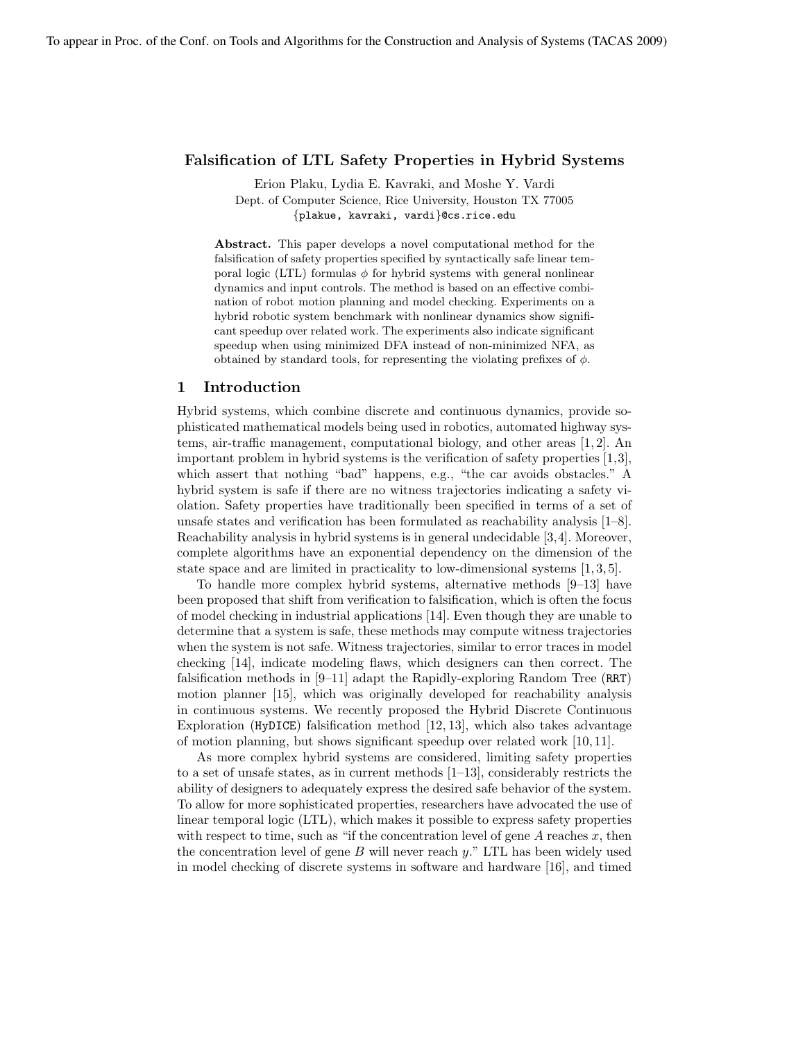To appear in Proc. of the Conf. on Tools and Algorithms for the Construction and Analysis of Systems (TACAS 2009)

# Falsification of LTL Safety Properties in Hybrid Systems

Erion Plaku, Lydia E. Kavraki, and Moshe Y. Vardi

Dept. of Computer Science, Rice University, Houston TX 77005

{plakue, kavraki, vardi}@cs.rice.edu

**Abstract.** This paper develops a novel computational method for the falsification of safety properties specified by syntactically safe linear temporal logic (LTL) formulas $\phi$ for hybrid systems with general nonlinear dynamics and input controls. The method is based on an effective combination of robot motion planning and model checking. Experiments on a hybrid robotic system benchmark with nonlinear dynamics show significant speedup over related work. The experiments also indicate significant speedup when using minimized DFA instead of non-minimized NFA, as obtained by standard tools, for representing the violating prefixes of $\phi$.

## 1 Introduction

Hybrid systems, which combine discrete and continuous dynamics, provide sophisticated mathematical models being used in robotics, automated highway systems, air-traffic management, computational biology, and other areas [1, 2]. An important problem in hybrid systems is the verification of safety properties [1,3], which assert that nothing "bad" happens, e.g., "the car avoids obstacles." A hybrid system is safe if there are no witness trajectories indicating a safety violation. Safety properties have traditionally been specified in terms of a set of unsafe states and verification has been formulated as reachability analysis [1–8]. Reachability analysis in hybrid systems is in general undecidable [3,4]. Moreover, complete algorithms have an exponential dependency on the dimension of the state space and are limited in practicality to low-dimensional systems [1, 3, 5].

To handle more complex hybrid systems, alternative methods [9–13] have been proposed that shift from verification to falsification, which is often the focus of model checking in industrial applications [14]. Even though they are unable to determine that a system is safe, these methods may compute witness trajectories when the system is not safe. Witness trajectories, similar to error traces in model checking [14], indicate modeling flaws, which designers can then correct. The falsification methods in [9–11] adapt the Rapidly-exploring Random Tree (RRT) motion planner [15], which was originally developed for reachability analysis in continuous systems. We recently proposed the Hybrid Discrete Continuous Exploration (HyDICE) falsification method [12, 13], which also takes advantage of motion planning, but shows significant speedup over related work [10, 11].

As more complex hybrid systems are considered, limiting safety properties to a set of unsafe states, as in current methods [1–13], considerably restricts the ability of designers to adequately express the desired safe behavior of the system. To allow for more sophisticated properties, researchers have advocated the use of linear temporal logic (LTL), which makes it possible to express safety properties with respect to time, such as "if the concentration level of gene $A$ reaches $x$, then the concentration level of gene $B$ will never reach $y$." LTL has been widely used in model checking of discrete systems in software and hardware [16], and timed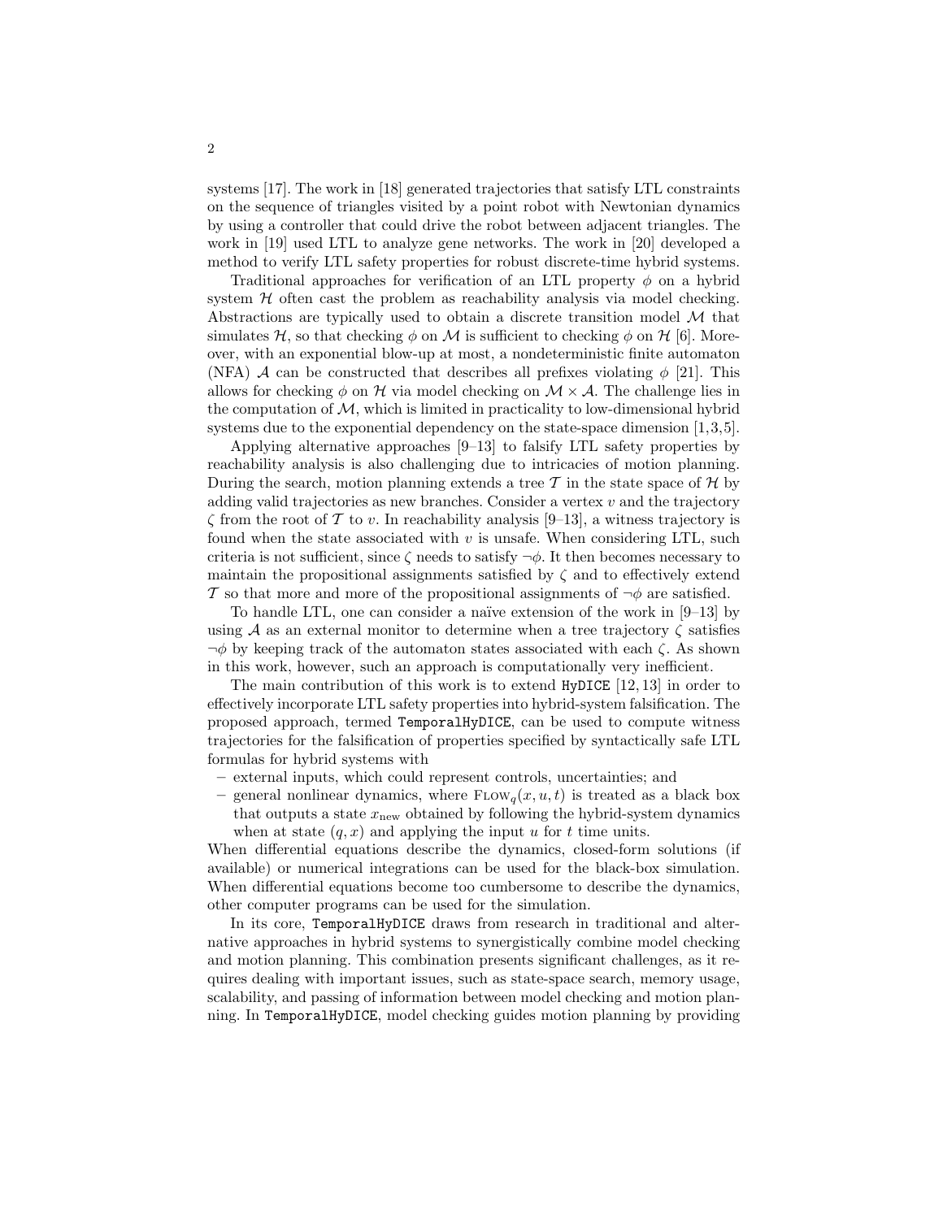systems [17]. The work in [18] generated trajectories that satisfy LTL constraints on the sequence of triangles visited by a point robot with Newtonian dynamics by using a controller that could drive the robot between adjacent triangles. The work in [19] used LTL to analyze gene networks. The work in [20] developed a method to verify LTL safety properties for robust discrete-time hybrid systems.

Traditional approaches for verification of an LTL property $\phi$ on a hybrid system $\mathcal{H}$ often cast the problem as reachability analysis via model checking. Abstractions are typically used to obtain a discrete transition model $\mathcal{M}$ that simulates $\mathcal{H}$, so that checking $\phi$ on $\mathcal{M}$ is sufficient to checking $\phi$ on $\mathcal{H}$ [6]. Moreover, with an exponential blow-up at most, a nondeterministic finite automaton (NFA) $\mathcal{A}$ can be constructed that describes all prefixes violating $\phi$ [21]. This allows for checking $\phi$ on $\mathcal{H}$ via model checking on $\mathcal{M} \times \mathcal{A}$. The challenge lies in the computation of $\mathcal{M}$, which is limited in practicality to low-dimensional hybrid systems due to the exponential dependency on the state-space dimension [1,3,5].

Applying alternative approaches [9–13] to falsify LTL safety properties by reachability analysis is also challenging due to intricacies of motion planning. During the search, motion planning extends a tree $\mathcal{T}$ in the state space of $\mathcal{H}$ by adding valid trajectories as new branches. Consider a vertex $v$ and the trajectory $\zeta$ from the root of $\mathcal{T}$ to $v$. In reachability analysis [9–13], a witness trajectory is found when the state associated with $v$ is unsafe. When considering LTL, such criteria is not sufficient, since $\zeta$ needs to satisfy $\neg\phi$. It then becomes necessary to maintain the propositional assignments satisfied by $\zeta$ and to effectively extend $\mathcal{T}$ so that more and more of the propositional assignments of $\neg\phi$ are satisfied.

To handle LTL, one can consider a naïve extension of the work in [9–13] by using $\mathcal{A}$ as an external monitor to determine when a tree trajectory $\zeta$ satisfies $\neg\phi$ by keeping track of the automaton states associated with each $\zeta$. As shown in this work, however, such an approach is computationally very inefficient.

The main contribution of this work is to extend `HyDICE` [12, 13] in order to effectively incorporate LTL safety properties into hybrid-system falsification. The proposed approach, termed `TemporalHyDICE`, can be used to compute witness trajectories for the falsification of properties specified by syntactically safe LTL formulas for hybrid systems with

- external inputs, which could represent controls, uncertainties; and
- general nonlinear dynamics, where $\textsc{Flow}_q(x, u, t)$ is treated as a black box that outputs a state $x_{\text{new}}$ obtained by following the hybrid-system dynamics when at state $(q, x)$ and applying the input $u$ for $t$ time units.

When differential equations describe the dynamics, closed-form solutions (if available) or numerical integrations can be used for the black-box simulation. When differential equations become too cumbersome to describe the dynamics, other computer programs can be used for the simulation.

In its core, `TemporalHyDICE` draws from research in traditional and alternative approaches in hybrid systems to synergistically combine model checking and motion planning. This combination presents significant challenges, as it requires dealing with important issues, such as state-space search, memory usage, scalability, and passing of information between model checking and motion planning. In `TemporalHyDICE`, model checking guides motion planning by providing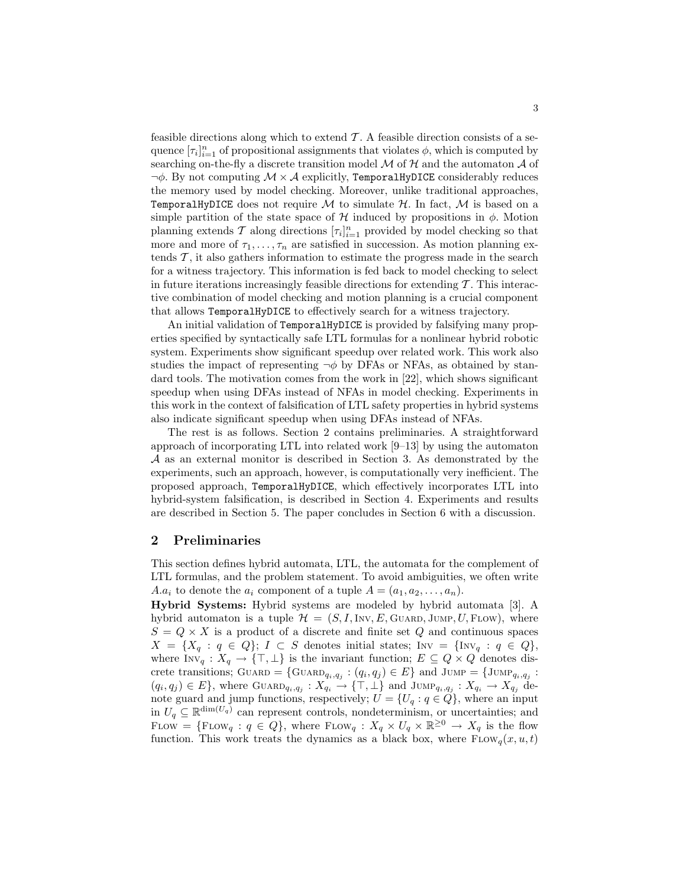feasible directions along which to extend $\mathcal{T}$. A feasible direction consists of a sequence $[\tau_i]_{i=1}^n$ of propositional assignments that violates $\phi$, which is computed by searching on-the-fly a discrete transition model $\mathcal{M}$ of $\mathcal{H}$ and the automaton $\mathcal{A}$ of $\neg\phi$. By not computing $\mathcal{M} \times \mathcal{A}$ explicitly, `TemporalHyDICE` considerably reduces the memory used by model checking. Moreover, unlike traditional approaches, `TemporalHyDICE` does not require $\mathcal{M}$ to simulate $\mathcal{H}$. In fact, $\mathcal{M}$ is based on a simple partition of the state space of $\mathcal{H}$ induced by propositions in $\phi$. Motion planning extends $\mathcal{T}$ along directions $[\tau_i]_{i=1}^n$ provided by model checking so that more and more of $\tau_1, \ldots, \tau_n$ are satisfied in succession. As motion planning extends $\mathcal{T}$, it also gathers information to estimate the progress made in the search for a witness trajectory. This information is fed back to model checking to select in future iterations increasingly feasible directions for extending $\mathcal{T}$. This interactive combination of model checking and motion planning is a crucial component that allows `TemporalHyDICE` to effectively search for a witness trajectory.

An initial validation of `TemporalHyDICE` is provided by falsifying many properties specified by syntactically safe LTL formulas for a nonlinear hybrid robotic system. Experiments show significant speedup over related work. This work also studies the impact of representing $\neg\phi$ by DFAs or NFAs, as obtained by standard tools. The motivation comes from the work in [22], which shows significant speedup when using DFAs instead of NFAs in model checking. Experiments in this work in the context of falsification of LTL safety properties in hybrid systems also indicate significant speedup when using DFAs instead of NFAs.

The rest is as follows. Section 2 contains preliminaries. A straightforward approach of incorporating LTL into related work [9–13] by using the automaton $\mathcal{A}$ as an external monitor is described in Section 3. As demonstrated by the experiments, such an approach, however, is computationally very inefficient. The proposed approach, `TemporalHyDICE`, which effectively incorporates LTL into hybrid-system falsification, is described in Section 4. Experiments and results are described in Section 5. The paper concludes in Section 6 with a discussion.

## 2 Preliminaries

This section defines hybrid automata, LTL, the automata for the complement of LTL formulas, and the problem statement. To avoid ambiguities, we often write $A.a_i$ to denote the $a_i$ component of a tuple $A = (a_1, a_2, \ldots, a_n)$.

**Hybrid Systems:** Hybrid systems are modeled by hybrid automata [3]. A hybrid automaton is a tuple $\mathcal{H} = (S, I, \textsc{Inv}, E, \textsc{Guard}, \textsc{Jump}, U, \textsc{Flow})$, where $S = Q \times X$ is a product of a discrete and finite set $Q$ and continuous spaces $X = \{X_q : q \in Q\}$; $I \subset S$ denotes initial states; $\textsc{Inv} = \{\textsc{Inv}_q : q \in Q\}$, where $\textsc{Inv}_q : X_q \rightarrow \{\top, \bot\}$ is the invariant function; $E \subseteq Q \times Q$ denotes discrete transitions; $\textsc{Guard} = \{\textsc{Guard}_{q_i,q_j} : (q_i, q_j) \in E\}$ and $\textsc{Jump} = \{\textsc{Jump}_{q_i,q_j} : (q_i, q_j) \in E\}$, where $\textsc{Guard}_{q_i,q_j} : X_{q_i} \rightarrow \{\top, \bot\}$ and $\textsc{Jump}_{q_i,q_j} : X_{q_i} \rightarrow X_{q_j}$ denote guard and jump functions, respectively; $U = \{U_q : q \in Q\}$, where an input in $U_q \subseteq \mathbb{R}^{\dim(U_q)}$ can represent controls, nondeterminism, or uncertainties; and $\textsc{Flow} = \{\textsc{Flow}_q : q \in Q\}$, where $\textsc{Flow}_q : X_q \times U_q \times \mathbb{R}^{\geq 0} \rightarrow X_q$ is the flow function. This work treats the dynamics as a black box, where $\textsc{Flow}_q(x, u, t)$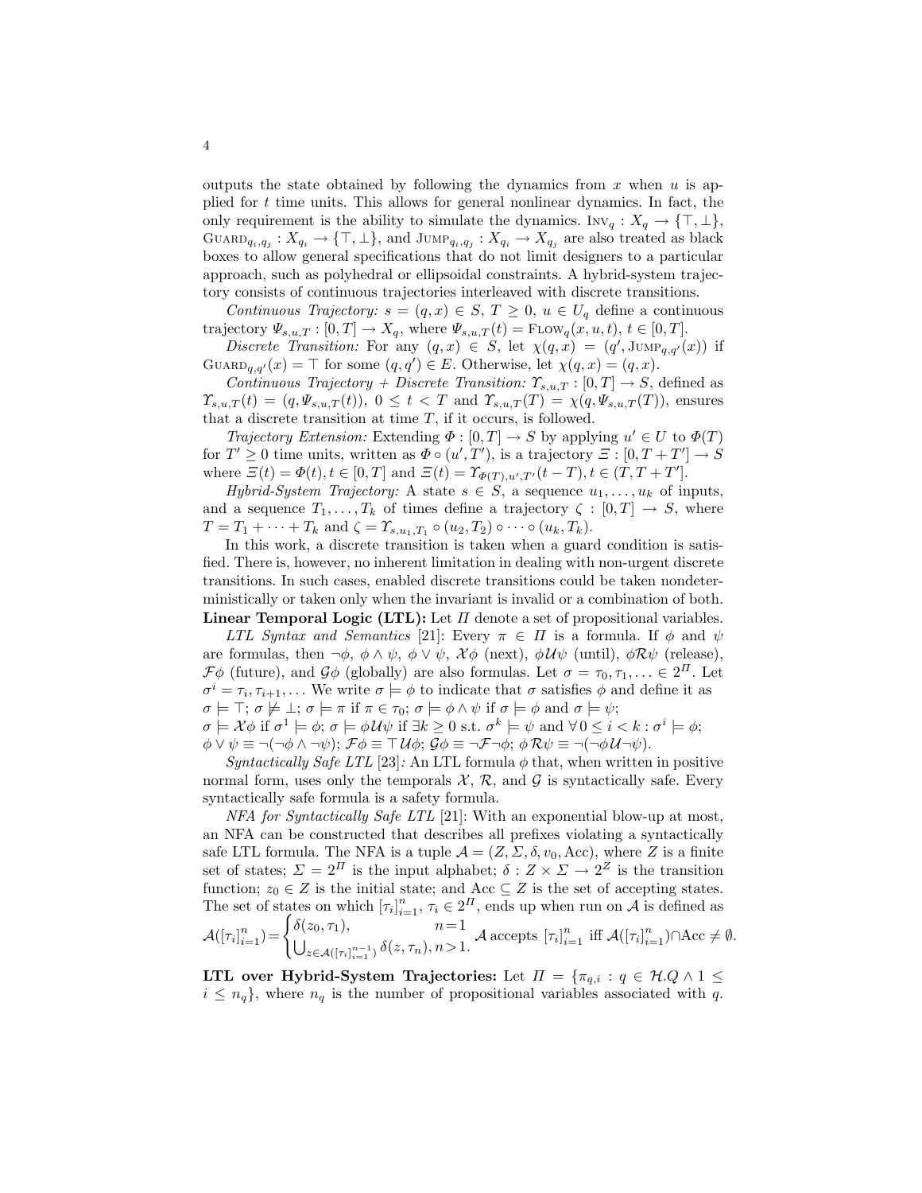outputs the state obtained by following the dynamics from $x$ when $u$ is applied for $t$ time units. This allows for general nonlinear dynamics. In fact, the only requirement is the ability to simulate the dynamics. $\textsc{Inv}_q : X_q \rightarrow \{\top, \bot\}$, $\textsc{Guard}_{q_i,q_j} : X_{q_i} \rightarrow \{\top, \bot\}$, and $\textsc{Jump}_{q_i,q_j} : X_{q_i} \rightarrow X_{q_j}$ are also treated as black boxes to allow general specifications that do not limit designers to a particular approach, such as polyhedral or ellipsoidal constraints. A hybrid-system trajectory consists of continuous trajectories interleaved with discrete transitions.

*Continuous Trajectory:* $s = (q, x) \in S$, $T \geq 0$, $u \in U_q$ define a continuous trajectory $\Psi_{s,u,T} : [0, T] \rightarrow X_q$, where $\Psi_{s,u,T}(t) = \textsc{Flow}_q(x, u, t)$, $t \in [0, T]$.

*Discrete Transition:* For any $(q, x) \in S$, let $\chi(q, x) = (q', \textsc{Jump}_{q,q'}(x))$ if $\textsc{Guard}_{q,q'}(x) = \top$ for some $(q, q') \in E$. Otherwise, let $\chi(q, x) = (q, x)$.

*Continuous Trajectory + Discrete Transition:* $\Upsilon_{s,u,T} : [0, T] \rightarrow S$, defined as $\Upsilon_{s,u,T}(t) = (q, \Psi_{s,u,T}(t))$, $0 \leq t < T$ and $\Upsilon_{s,u,T}(T) = \chi(q, \Psi_{s,u,T}(T))$, ensures that a discrete transition at time $T$, if it occurs, is followed.

*Trajectory Extension:* Extending $\Phi : [0, T] \rightarrow S$ by applying $u' \in U$ to $\Phi(T)$ for $T' \geq 0$ time units, written as $\Phi \circ (u', T')$, is a trajectory $\Xi : [0, T + T'] \rightarrow S$ where $\Xi(t) = \Phi(t), t \in [0, T]$ and $\Xi(t) = \Upsilon_{\Phi(T),u',T'}(t - T), t \in (T, T + T']$.

*Hybrid-System Trajectory:* A state $s \in S$, a sequence $u_1, \ldots, u_k$ of inputs, and a sequence $T_1, \ldots, T_k$ of times define a trajectory $\zeta : [0, T] \rightarrow S$, where $T = T_1 + \cdots + T_k$ and $\zeta = \Upsilon_{s,u_1,T_1} \circ (u_2, T_2) \circ \cdots \circ (u_k, T_k)$.

In this work, a discrete transition is taken when a guard condition is satisfied. There is, however, no inherent limitation in dealing with non-urgent discrete transitions. In such cases, enabled discrete transitions could be taken nondeterministically or taken only when the invariant is invalid or a combination of both.

**Linear Temporal Logic (LTL):** Let $\Pi$ denote a set of propositional variables.

*LTL Syntax and Semantics* [21]: Every $\pi \in \Pi$ is a formula. If $\phi$ and $\psi$ are formulas, then $\neg\phi$, $\phi \wedge \psi$, $\phi \vee \psi$, $\mathcal{X}\phi$ (next), $\phi \mathcal{U} \psi$ (until), $\phi \mathcal{R} \psi$ (release), $\mathcal{F}\phi$ (future), and $\mathcal{G}\phi$ (globally) are also formulas. Let $\sigma = \tau_0, \tau_1, \ldots \in 2^\Pi$. Let $\sigma^i = \tau_i, \tau_{i+1}, \ldots$ We write $\sigma \models \phi$ to indicate that $\sigma$ satisfies $\phi$ and define it as $\sigma \models \top$; $\sigma \not\models \bot$; $\sigma \models \pi$ if $\pi \in \tau_0$; $\sigma \models \phi \wedge \psi$ if $\sigma \models \phi$ and $\sigma \models \psi$; $\sigma \models \mathcal{X}\phi$ if $\sigma^1 \models \phi$; $\sigma \models \phi \mathcal{U} \psi$ if $\exists k \geq 0$ s.t. $\sigma^k \models \psi$ and $\forall\, 0 \leq i < k : \sigma^i \models \phi$; $\phi \vee \psi \equiv \neg(\neg\phi \wedge \neg\psi)$; $\mathcal{F}\phi \equiv \top \mathcal{U} \phi$; $\mathcal{G}\phi \equiv \neg\mathcal{F}\neg\phi$; $\phi \mathcal{R} \psi \equiv \neg(\neg\phi \mathcal{U} \neg\psi)$.

*Syntactically Safe LTL* [23]*:* An LTL formula $\phi$ that, when written in positive normal form, uses only the temporals $\mathcal{X}$, $\mathcal{R}$, and $\mathcal{G}$ is syntactically safe. Every syntactically safe formula is a safety formula.

*NFA for Syntactically Safe LTL* [21]: With an exponential blow-up at most, an NFA can be constructed that describes all prefixes violating a syntactically safe LTL formula. The NFA is a tuple $\mathcal{A} = (Z, \Sigma, \delta, v_0, \text{Acc})$, where $Z$ is a finite set of states; $\Sigma = 2^\Pi$ is the input alphabet; $\delta : Z \times \Sigma \rightarrow 2^Z$ is the transition function; $z_0 \in Z$ is the initial state; and $\text{Acc} \subseteq Z$ is the set of accepting states. The set of states on which $[\tau_i]_{i=1}^n$, $\tau_i \in 2^\Pi$, ends up when run on $\mathcal{A}$ is defined as $\mathcal{A}([\tau_i]_{i=1}^n) = \begin{cases} \delta(z_0, \tau_1), & n = 1 \\ \bigcup_{z \in \mathcal{A}([\tau_i]_{i=1}^{n-1})} \delta(z, \tau_n), & n > 1. \end{cases}$ $\mathcal{A}$ accepts $[\tau_i]_{i=1}^n$ iff $\mathcal{A}([\tau_i]_{i=1}^n) \cap \text{Acc} \neq \emptyset$.

**LTL over Hybrid-System Trajectories:** Let $\Pi = \{\pi_{q,i} : q \in \mathcal{H}.Q \wedge 1 \leq i \leq n_q\}$, where $n_q$ is the number of propositional variables associated with $q$.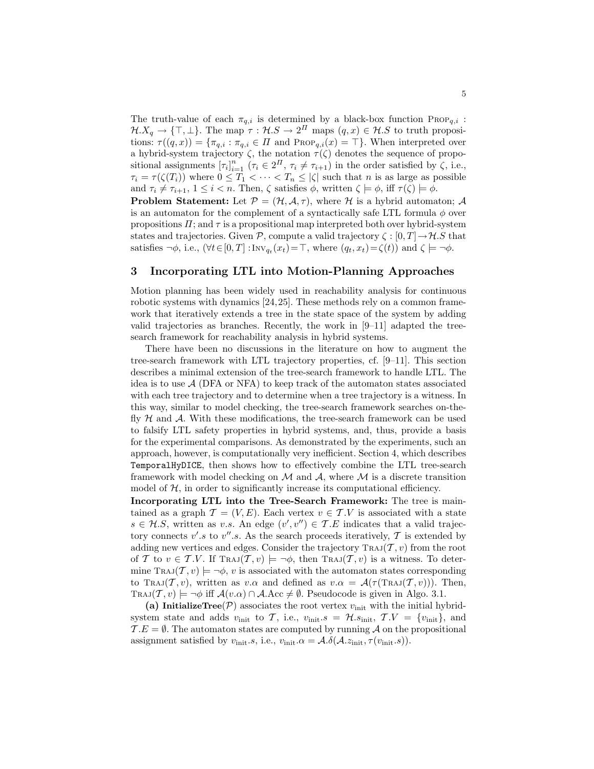The truth-value of each $\pi_{q,i}$ is determined by a black-box function $\textsc{Prop}_{q,i} : \mathcal{H}.X_q \rightarrow \{\top, \bot\}$. The map $\tau : \mathcal{H}.S \rightarrow 2^{\Pi}$ maps $(q, x) \in \mathcal{H}.S$ to truth propositions: $\tau((q, x)) = \{\pi_{q,i} : \pi_{q,i} \in \Pi \text{ and } \textsc{Prop}_{q,i}(x) = \top\}$. When interpreted over a hybrid-system trajectory $\zeta$, the notation $\tau(\zeta)$ denotes the sequence of propositional assignments $[\tau_i]_{i=1}^{n}$ ($\tau_i \in 2^{\Pi}$, $\tau_i \neq \tau_{i+1}$) in the order satisfied by $\zeta$, i.e., $\tau_i = \tau(\zeta(T_i))$ where $0 \leq T_1 < \cdots < T_n \leq |\zeta|$ such that $n$ is as large as possible and $\tau_i \neq \tau_{i+1}$, $1 \leq i < n$. Then, $\zeta$ satisfies $\phi$, written $\zeta \models \phi$, iff $\tau(\zeta) \models \phi$.

**Problem Statement:** Let $\mathcal{P} = (\mathcal{H}, \mathcal{A}, \tau)$, where $\mathcal{H}$ is a hybrid automaton; $\mathcal{A}$ is an automaton for the complement of a syntactically safe LTL formula $\phi$ over propositions $\Pi$; and $\tau$ is a propositional map interpreted both over hybrid-system states and trajectories. Given $\mathcal{P}$, compute a valid trajectory $\zeta : [0, T] \rightarrow \mathcal{H}.S$ that satisfies $\neg\phi$, i.e., $(\forall t \in [0, T] : \textsc{Inv}_{q_t}(x_t) = \top$, where $(q_t, x_t) = \zeta(t))$ and $\zeta \models \neg\phi$.

## 3 Incorporating LTL into Motion-Planning Approaches

Motion planning has been widely used in reachability analysis for continuous robotic systems with dynamics [24, 25]. These methods rely on a common framework that iteratively extends a tree in the state space of the system by adding valid trajectories as branches. Recently, the work in [9–11] adapted the tree-search framework for reachability analysis in hybrid systems.

There have been no discussions in the literature on how to augment the tree-search framework with LTL trajectory properties, cf. [9–11]. This section describes a minimal extension of the tree-search framework to handle LTL. The idea is to use $\mathcal{A}$ (DFA or NFA) to keep track of the automaton states associated with each tree trajectory and to determine when a tree trajectory is a witness. In this way, similar to model checking, the tree-search framework searches on-the-fly $\mathcal{H}$ and $\mathcal{A}$. With these modifications, the tree-search framework can be used to falsify LTL safety properties in hybrid systems, and, thus, provide a basis for the experimental comparisons. As demonstrated by the experiments, such an approach, however, is computationally very inefficient. Section 4, which describes `TemporalHyDICE`, then shows how to effectively combine the LTL tree-search framework with model checking on $\mathcal{M}$ and $\mathcal{A}$, where $\mathcal{M}$ is a discrete transition model of $\mathcal{H}$, in order to significantly increase its computational efficiency.

**Incorporating LTL into the Tree-Search Framework:** The tree is maintained as a graph $\mathcal{T} = (V, E)$. Each vertex $v \in \mathcal{T}.V$ is associated with a state $s \in \mathcal{H}.S$, written as $v.s$. An edge $(v', v'') \in \mathcal{T}.E$ indicates that a valid trajectory connects $v'.s$ to $v''.s$. As the search proceeds iteratively, $\mathcal{T}$ is extended by adding new vertices and edges. Consider the trajectory $\textsc{Traj}(\mathcal{T}, v)$ from the root of $\mathcal{T}$ to $v \in \mathcal{T}.V$. If $\textsc{Traj}(\mathcal{T}, v) \models \neg\phi$, then $\textsc{Traj}(\mathcal{T}, v)$ is a witness. To determine $\textsc{Traj}(\mathcal{T}, v) \models \neg\phi$, $v$ is associated with the automaton states corresponding to $\textsc{Traj}(\mathcal{T}, v)$, written as $v.\alpha$ and defined as $v.\alpha = \mathcal{A}(\tau(\textsc{Traj}(\mathcal{T}, v)))$. Then, $\textsc{Traj}(\mathcal{T}, v) \models \neg\phi$ iff $\mathcal{A}(v.\alpha) \cap \mathcal{A}.\text{Acc} \neq \emptyset$. Pseudocode is given in Algo. 3.1.

**(a) InitializeTree($\mathcal{P}$)** associates the root vertex $v_{\text{init}}$ with the initial hybrid-system state and adds $v_{\text{init}}$ to $\mathcal{T}$, i.e., $v_{\text{init}}.s = \mathcal{H}.s_{\text{init}}$, $\mathcal{T}.V = \{v_{\text{init}}\}$, and $\mathcal{T}.E = \emptyset$. The automaton states are computed by running $\mathcal{A}$ on the propositional assignment satisfied by $v_{\text{init}}.s$, i.e., $v_{\text{init}}.\alpha = \mathcal{A}.\delta(\mathcal{A}.z_{\text{init}}, \tau(v_{\text{init}}.s))$.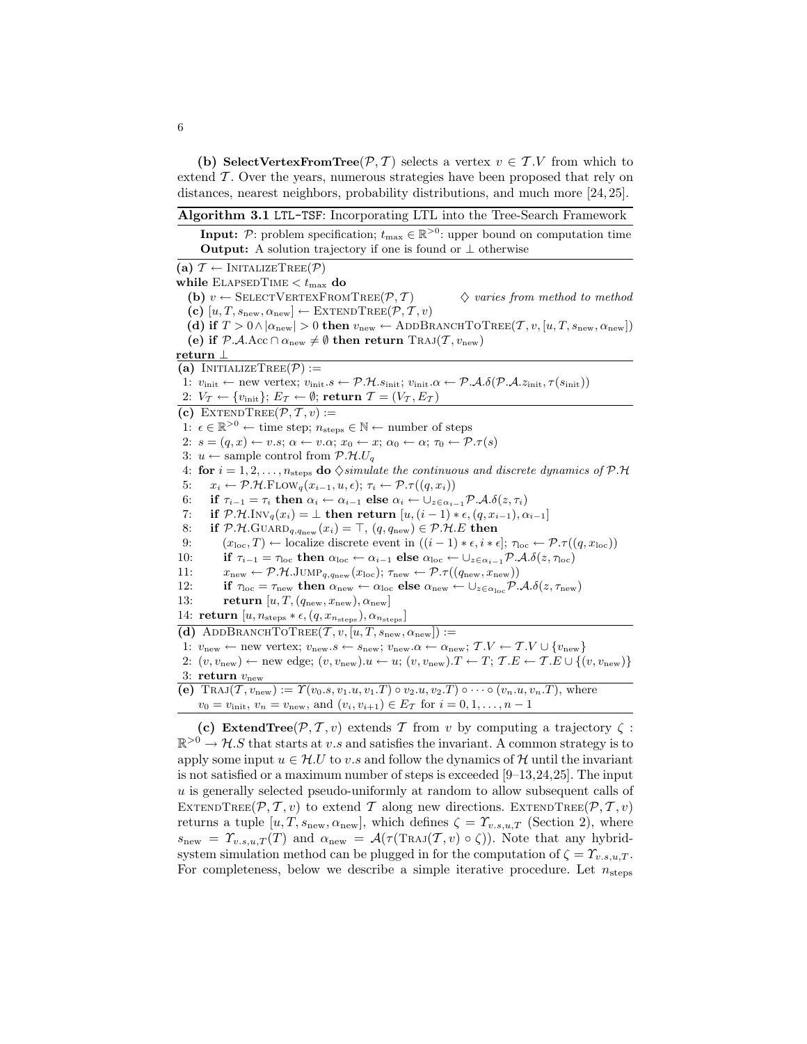**(b) SelectVertexFromTree**($\mathcal{P}, \mathcal{T}$) selects a vertex $v \in \mathcal{T}.V$ from which to extend $\mathcal{T}$. Over the years, numerous strategies have been proposed that rely on distances, nearest neighbors, probability distributions, and much more [24, 25].

**Algorithm 3.1** LTL-TSF: Incorporating LTL into the Tree-Search Framework

**Input:** $\mathcal{P}$: problem specification; $t_{\max} \in \mathbb{R}^{>0}$: upper bound on computation time
**Output:** A solution trajectory if one is found or $\perp$ otherwise

```
(a) T ← InitializeTree(P)
while ElapsedTime < t_max do
  (b) v ← SelectVertexFromTree(P, T)        ◇ varies from method to method
  (c) [u, T, s_new, α_new] ← ExtendTree(P, T, v)
  (d) if T > 0 ∧ |α_new| > 0 then v_new ← AddBranchToTree(T, v, [u, T, s_new, α_new])
  (e) if P.A.Acc ∩ α_new ≠ ∅ then return Traj(T, v_new)
return ⊥

(a) InitializeTree(P) :=
 1: v_init ← new vertex; v_init.s ← P.H.s_init; v_init.α ← P.A.δ(P.A.z_init, τ(s_init))
 2: V_T ← {v_init}; E_T ← ∅; return T = (V_T, E_T)

(c) ExtendTree(P, T, v) :=
 1: ε ∈ R^{>0} ← time step; n_steps ∈ N ← number of steps
 2: s = (q, x) ← v.s; α ← v.α; x_0 ← x; α_0 ← α; τ_0 ← P.τ(s)
 3: u ← sample control from P.H.U_q
 4: for i = 1, 2, ..., n_steps do ◇ simulate the continuous and discrete dynamics of P.H
 5:    x_i ← P.H.Flow_q(x_{i-1}, u, ε); τ_i ← P.τ((q, x_i))
 6:    if τ_{i-1} = τ_i then α_i ← α_{i-1} else α_i ← ∪_{z∈α_{i-1}} P.A.δ(z, τ_i)
 7:    if P.H.Inv_q(x_i) = ⊥ then return [u, (i − 1) ∗ ε, (q, x_{i-1}), α_{i-1}]
 8:    if P.H.Guard_{q,q_new}(x_i) = ⊤, (q, q_new) ∈ P.H.E then
 9:       (x_loc, T) ← localize discrete event in ((i − 1) ∗ ε, i ∗ ε]; τ_loc ← P.τ((q, x_loc))
10:       if τ_{i-1} = τ_loc then α_loc ← α_{i-1} else α_loc ← ∪_{z∈α_{i-1}} P.A.δ(z, τ_loc)
11:       x_new ← P.H.Jump_{q,q_new}(x_loc); τ_new ← P.τ((q_new, x_new))
12:       if τ_loc = τ_new then α_new ← α_loc else α_new ← ∪_{z∈α_loc} P.A.δ(z, τ_new)
13:       return [u, T, (q_new, x_new), α_new]
14: return [u, n_steps ∗ ε, (q, x_{n_steps}), α_{n_steps}]

(d) AddBranchToTree(T, v, [u, T, s_new, α_new]) :=
 1: v_new ← new vertex; v_new.s ← s_new; v_new.α ← α_new; T.V ← T.V ∪ {v_new}
 2: (v, v_new) ← new edge; (v, v_new).u ← u; (v, v_new).T ← T; T.E ← T.E ∪ {(v, v_new)}
 3: return v_new

(e) Traj(T, v_new) := ϒ(v_0.s, v_1.u, v_1.T) ∘ v_2.u, v_2.T) ∘ ··· ∘ (v_n.u, v_n.T), where
    v_0 = v_init, v_n = v_new, and (v_i, v_{i+1}) ∈ E_T for i = 0, 1, ..., n − 1
```

**(c) ExtendTree**($\mathcal{P}, \mathcal{T}, v$) extends $\mathcal{T}$ from $v$ by computing a trajectory $\zeta : \mathbb{R}^{>0} \rightarrow \mathcal{H}.S$ that starts at $v.s$ and satisfies the invariant. A common strategy is to apply some input $u \in \mathcal{H}.U$ to $v.s$ and follow the dynamics of $\mathcal{H}$ until the invariant is not satisfied or a maximum number of steps is exceeded [9–13,24,25]. The input $u$ is generally selected pseudo-uniformly at random to allow subsequent calls of ExtendTree($\mathcal{P}, \mathcal{T}, v$) to extend $\mathcal{T}$ along new directions. ExtendTree($\mathcal{P}, \mathcal{T}, v$) returns a tuple $[u, T, s_{\text{new}}, \alpha_{\text{new}}]$, which defines $\zeta = \Upsilon_{v.s,u,T}$ (Section 2), where $s_{\text{new}} = \Upsilon_{v.s,u,T}(T)$ and $\alpha_{\text{new}} = \mathcal{A}(\tau(\text{Traj}(\mathcal{T}, v) \circ \zeta))$. Note that any hybrid-system simulation method can be plugged in for the computation of $\zeta = \Upsilon_{v.s,u,T}$. For completeness, below we describe a simple iterative procedure. Let $n_{\text{steps}}$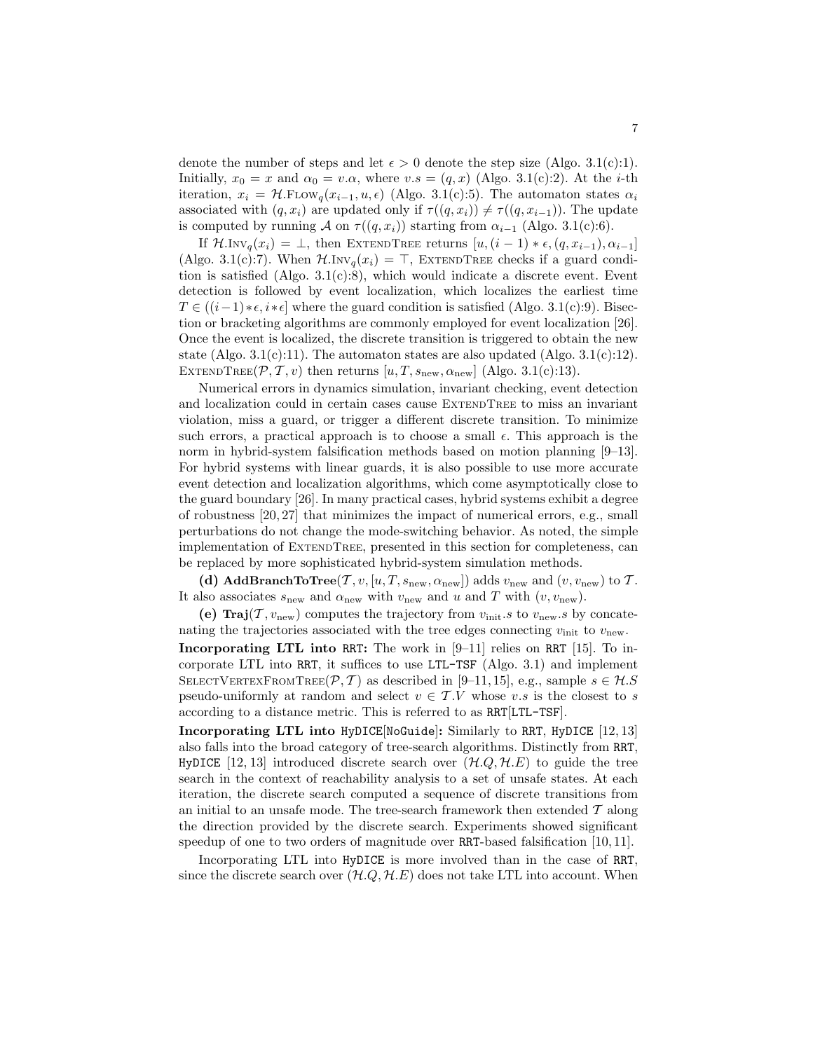denote the number of steps and let $\epsilon > 0$ denote the step size (Algo. 3.1(c):1). Initially, $x_0 = x$ and $\alpha_0 = v.\alpha$, where $v.s = (q, x)$ (Algo. 3.1(c):2). At the $i$-th iteration, $x_i = \mathcal{H}.\textsc{Flow}_q(x_{i-1}, u, \epsilon)$ (Algo. 3.1(c):5). The automaton states $\alpha_i$ associated with $(q, x_i)$ are updated only if $\tau((q, x_i)) \neq \tau((q, x_{i-1}))$. The update is computed by running $\mathcal{A}$ on $\tau((q, x_i))$ starting from $\alpha_{i-1}$ (Algo. 3.1(c):6).

If $\mathcal{H}.\textsc{Inv}_q(x_i) = \bot$, then ExtendTree returns $[u, (i-1) * \epsilon, (q, x_{i-1}), \alpha_{i-1}]$ (Algo. 3.1(c):7). When $\mathcal{H}.\textsc{Inv}_q(x_i) = \top$, ExtendTree checks if a guard condition is satisfied (Algo. 3.1(c):8), which would indicate a discrete event. Event detection is followed by event localization, which localizes the earliest time $T \in ((i-1)*\epsilon, i*\epsilon]$ where the guard condition is satisfied (Algo. 3.1(c):9). Bisection or bracketing algorithms are commonly employed for event localization [26]. Once the event is localized, the discrete transition is triggered to obtain the new state (Algo. 3.1(c):11). The automaton states are also updated (Algo. 3.1(c):12). ExtendTree$(\mathcal{P}, \mathcal{T}, v)$ then returns $[u, T, s_{\text{new}}, \alpha_{\text{new}}]$ (Algo. 3.1(c):13).

Numerical errors in dynamics simulation, invariant checking, event detection and localization could in certain cases cause ExtendTree to miss an invariant violation, miss a guard, or trigger a different discrete transition. To minimize such errors, a practical approach is to choose a small $\epsilon$. This approach is the norm in hybrid-system falsification methods based on motion planning [9–13]. For hybrid systems with linear guards, it is also possible to use more accurate event detection and localization algorithms, which come asymptotically close to the guard boundary [26]. In many practical cases, hybrid systems exhibit a degree of robustness [20, 27] that minimizes the impact of numerical errors, e.g., small perturbations do not change the mode-switching behavior. As noted, the simple implementation of ExtendTree, presented in this section for completeness, can be replaced by more sophisticated hybrid-system simulation methods.

**(d) AddBranchToTree**$(\mathcal{T}, v, [u, T, s_{\text{new}}, \alpha_{\text{new}}])$ adds $v_{\text{new}}$ and $(v, v_{\text{new}})$ to $\mathcal{T}$. It also associates $s_{\text{new}}$ and $\alpha_{\text{new}}$ with $v_{\text{new}}$ and $u$ and $T$ with $(v, v_{\text{new}})$.

**(e) Traj**$(\mathcal{T}, v_{\text{new}})$ computes the trajectory from $v_{\text{init}}.s$ to $v_{\text{new}}.s$ by concatenating the trajectories associated with the tree edges connecting $v_{\text{init}}$ to $v_{\text{new}}$.

**Incorporating LTL into RRT:** The work in [9–11] relies on RRT [15]. To incorporate LTL into RRT, it suffices to use LTL-TSF (Algo. 3.1) and implement SelectVertexFromTree$(\mathcal{P}, \mathcal{T})$ as described in [9–11, 15], e.g., sample $s \in \mathcal{H}.S$ pseudo-uniformly at random and select $v \in \mathcal{T}.V$ whose $v.s$ is the closest to $s$ according to a distance metric. This is referred to as RRT[LTL-TSF].

**Incorporating LTL into HyDICE[NoGuide]:** Similarly to RRT, HyDICE [12, 13] also falls into the broad category of tree-search algorithms. Distinctly from RRT, HyDICE [12, 13] introduced discrete search over $(\mathcal{H}.Q, \mathcal{H}.E)$ to guide the tree search in the context of reachability analysis to a set of unsafe states. At each iteration, the discrete search computed a sequence of discrete transitions from an initial to an unsafe mode. The tree-search framework then extended $\mathcal{T}$ along the direction provided by the discrete search. Experiments showed significant speedup of one to two orders of magnitude over RRT-based falsification [10, 11].

Incorporating LTL into HyDICE is more involved than in the case of RRT, since the discrete search over $(\mathcal{H}.Q, \mathcal{H}.E)$ does not take LTL into account. When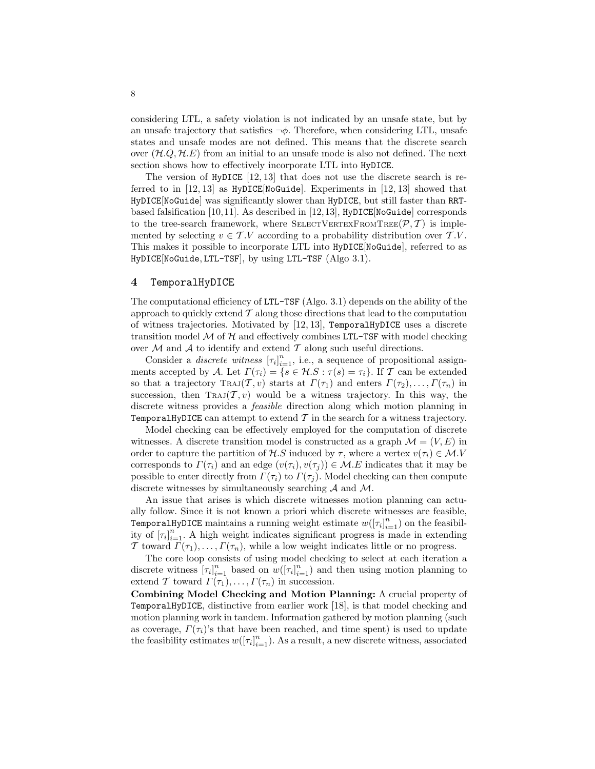considering LTL, a safety violation is not indicated by an unsafe state, but by an unsafe trajectory that satisfies $\neg\phi$. Therefore, when considering LTL, unsafe states and unsafe modes are not defined. This means that the discrete search over $(\mathcal{H}.Q, \mathcal{H}.E)$ from an initial to an unsafe mode is also not defined. The next section shows how to effectively incorporate LTL into `HyDICE`.

The version of `HyDICE` [12, 13] that does not use the discrete search is referred to in [12, 13] as `HyDICE`[`NoGuide`]. Experiments in [12, 13] showed that `HyDICE`[`NoGuide`] was significantly slower than `HyDICE`, but still faster than `RRT`-based falsification [10, 11]. As described in [12, 13], `HyDICE`[`NoGuide`] corresponds to the tree-search framework, where SelectVertexFromTree($\mathcal{P}, \mathcal{T}$) is implemented by selecting $v \in \mathcal{T}.V$ according to a probability distribution over $\mathcal{T}.V$. This makes it possible to incorporate LTL into `HyDICE`[`NoGuide`], referred to as `HyDICE`[`NoGuide`, `LTL-TSF`], by using `LTL-TSF` (Algo 3.1).

## 4 TemporalHyDICE

The computational efficiency of `LTL-TSF` (Algo. 3.1) depends on the ability of the approach to quickly extend $\mathcal{T}$ along those directions that lead to the computation of witness trajectories. Motivated by [12, 13], `TemporalHyDICE` uses a discrete transition model $\mathcal{M}$ of $\mathcal{H}$ and effectively combines `LTL-TSF` with model checking over $\mathcal{M}$ and $\mathcal{A}$ to identify and extend $\mathcal{T}$ along such useful directions.

Consider a *discrete witness* $[\tau_i]_{i=1}^n$, i.e., a sequence of propositional assignments accepted by $\mathcal{A}$. Let $\Gamma(\tau_i) = \{s \in \mathcal{H}.S : \tau(s) = \tau_i\}$. If $\mathcal{T}$ can be extended so that a trajectory $\textsc{Traj}(\mathcal{T}, v)$ starts at $\Gamma(\tau_1)$ and enters $\Gamma(\tau_2), \ldots, \Gamma(\tau_n)$ in succession, then $\textsc{Traj}(\mathcal{T}, v)$ would be a witness trajectory. In this way, the discrete witness provides a *feasible* direction along which motion planning in `TemporalHyDICE` can attempt to extend $\mathcal{T}$ in the search for a witness trajectory.

Model checking can be effectively employed for the computation of discrete witnesses. A discrete transition model is constructed as a graph $\mathcal{M} = (V, E)$ in order to capture the partition of $\mathcal{H}.S$ induced by $\tau$, where a vertex $v(\tau_i) \in \mathcal{M}.V$ corresponds to $\Gamma(\tau_i)$ and an edge $(v(\tau_i), v(\tau_j)) \in \mathcal{M}.E$ indicates that it may be possible to enter directly from $\Gamma(\tau_i)$ to $\Gamma(\tau_j)$. Model checking can then compute discrete witnesses by simultaneously searching $\mathcal{A}$ and $\mathcal{M}$.

An issue that arises is which discrete witnesses motion planning can actually follow. Since it is not known a priori which discrete witnesses are feasible, `TemporalHyDICE` maintains a running weight estimate $w([\tau_i]_{i=1}^n)$ on the feasibility of $[\tau_i]_{i=1}^n$. A high weight indicates significant progress is made in extending $\mathcal{T}$ toward $\Gamma(\tau_1), \ldots, \Gamma(\tau_n)$, while a low weight indicates little or no progress.

The core loop consists of using model checking to select at each iteration a discrete witness $[\tau_i]_{i=1}^n$ based on $w([\tau_i]_{i=1}^n)$ and then using motion planning to extend $\mathcal{T}$ toward $\Gamma(\tau_1), \ldots, \Gamma(\tau_n)$ in succession.

**Combining Model Checking and Motion Planning:** A crucial property of `TemporalHyDICE`, distinctive from earlier work [18], is that model checking and motion planning work in tandem. Information gathered by motion planning (such as coverage, $\Gamma(\tau_i)$'s that have been reached, and time spent) is used to update the feasibility estimates $w([\tau_i]_{i=1}^n)$. As a result, a new discrete witness, associated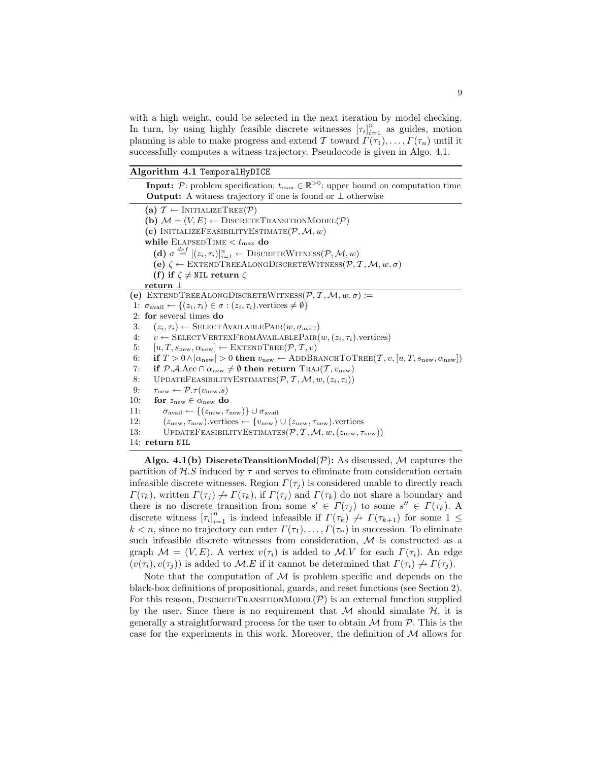with a high weight, could be selected in the next iteration by model checking. In turn, by using highly feasible discrete witnesses $[\tau_i]_{i=1}^n$ as guides, motion planning is able to make progress and extend $\mathcal{T}$ toward $\Gamma(\tau_1), \ldots, \Gamma(\tau_n)$ until it successfully computes a witness trajectory. Pseudocode is given in Algo. 4.1.

**Algorithm 4.1** `TemporalHyDICE`

```
Input: P: problem specification; t_max ∈ ℝ^{>0}: upper bound on computation time
Output: A witness trajectory if one is found or ⊥ otherwise

(a) T ← InitializeTree(P)
(b) M = (V, E) ← DiscreteTransitionModel(P)
(c) InitializeFeasibilityEstimate(P, M, w)
while ElapsedTime < t_max do
   (d) σ =def [(z_i, τ_i)]_{i=1}^n ← DiscreteWitness(P, M, w)
   (e) ζ ← ExtendTreeAlongDiscreteWitness(P, T, M, w, σ)
   (f) if ζ ≠ NIL return ζ
return ⊥

(e) ExtendTreeAlongDiscreteWitness(P, T, M, w, σ) :=
 1: σ_avail ← {(z_i, τ_i) ∈ σ : (z_i, τ_i).vertices ≠ ∅}
 2: for several times do
 3:    (z_i, τ_i) ← SelectAvailablePair(w, σ_avail)
 4:    v ← SelectVertexFromAvailablePair(w, (z_i, τ_i).vertices)
 5:    [u, T, s_new, α_new] ← ExtendTree(P, T, v)
 6:    if T > 0 ∧ |α_new| > 0 then v_new ← AddBranchToTree(T, v, [u, T, s_new, α_new])
 7:    if P.A.Acc ∩ α_new ≠ ∅ then return Traj(T, v_new)
 8:    UpdateFeasibilityEstimates(P, T, M, w, (z_i, τ_i))
 9:    τ_new ← P.τ(v_new.s)
10:    for z_new ∈ α_new do
11:       σ_avail ← {(z_new, τ_new)} ∪ σ_avail
12:       (z_new, τ_new).vertices ← {v_new} ∪ (z_new, τ_new).vertices
13:       UpdateFeasibilityEstimates(P, T, M, w, (z_new, τ_new))
14: return NIL
```

**Algo. 4.1(b) DiscreteTransitionModel($\mathcal{P}$):** As discussed, $\mathcal{M}$ captures the partition of $\mathcal{H}.S$ induced by $\tau$ and serves to eliminate from consideration certain infeasible discrete witnesses. Region $\Gamma(\tau_j)$ is considered unable to directly reach $\Gamma(\tau_k)$, written $\Gamma(\tau_j) \not\to \Gamma(\tau_k)$, if $\Gamma(\tau_j)$ and $\Gamma(\tau_k)$ do not share a boundary and there is no discrete transition from some $s' \in \Gamma(\tau_j)$ to some $s'' \in \Gamma(\tau_k)$. A discrete witness $[\tau_i]_{i=1}^n$ is indeed infeasible if $\Gamma(\tau_k) \not\to \Gamma(\tau_{k+1})$ for some $1 \leq k < n$, since no trajectory can enter $\Gamma(\tau_1), \ldots, \Gamma(\tau_n)$ in succession. To eliminate such infeasible discrete witnesses from consideration, $\mathcal{M}$ is constructed as a graph $\mathcal{M} = (V, E)$. A vertex $v(\tau_i)$ is added to $\mathcal{M}.V$ for each $\Gamma(\tau_i)$. An edge $(v(\tau_i), v(\tau_j))$ is added to $\mathcal{M}.E$ if it cannot be determined that $\Gamma(\tau_i) \not\to \Gamma(\tau_j)$.

Note that the computation of $\mathcal{M}$ is problem specific and depends on the black-box definitions of propositional, guards, and reset functions (see Section 2). For this reason, DiscreteTransitionModel($\mathcal{P}$) is an external function supplied by the user. Since there is no requirement that $\mathcal{M}$ should simulate $\mathcal{H}$, it is generally a straightforward process for the user to obtain $\mathcal{M}$ from $\mathcal{P}$. This is the case for the experiments in this work. Moreover, the definition of $\mathcal{M}$ allows for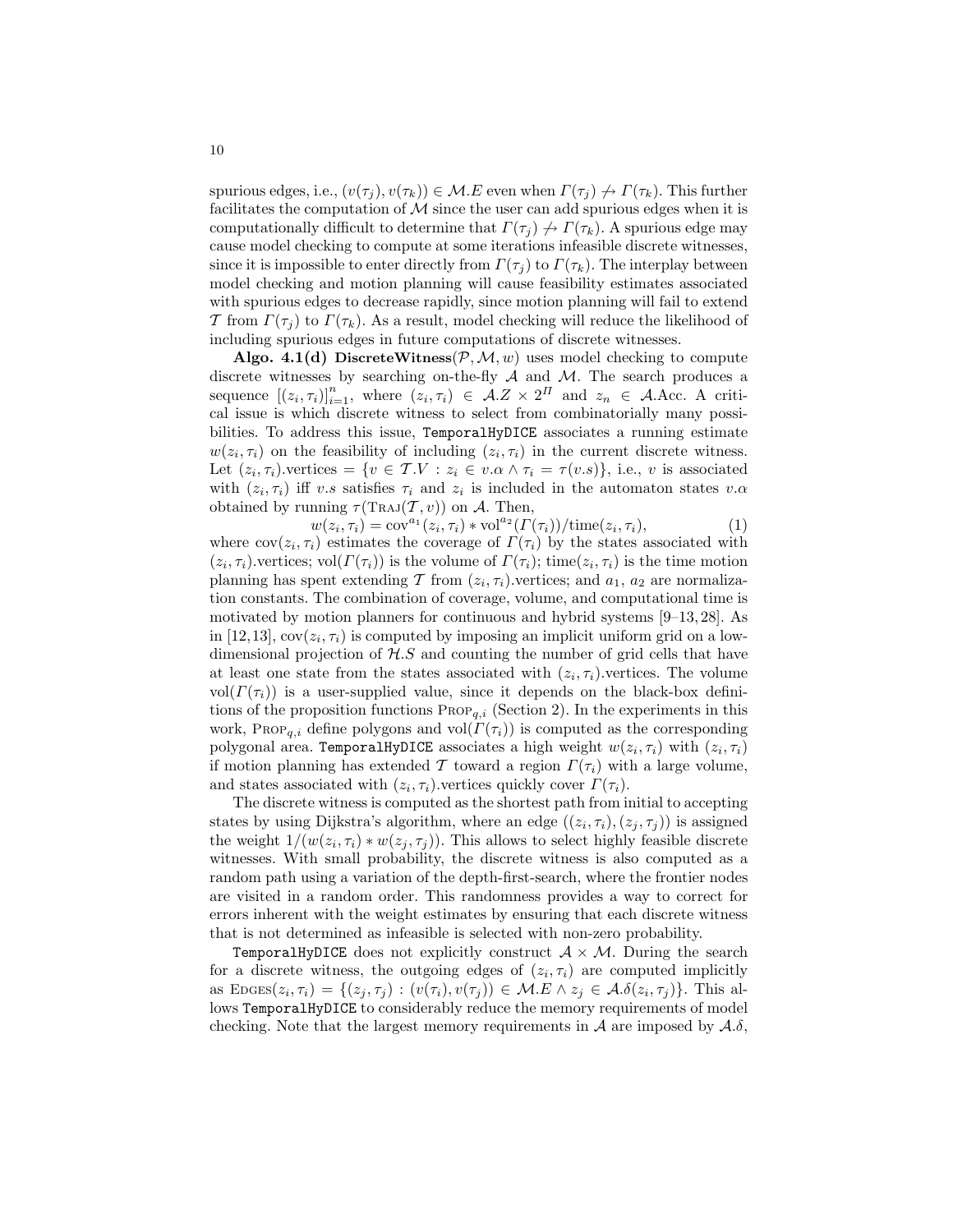spurious edges, i.e., $(v(\tau_j), v(\tau_k)) \in \mathcal{M}.E$ even when $\Gamma(\tau_j) \not\rightarrow \Gamma(\tau_k)$. This further facilitates the computation of $\mathcal{M}$ since the user can add spurious edges when it is computationally difficult to determine that $\Gamma(\tau_j) \not\rightarrow \Gamma(\tau_k)$. A spurious edge may cause model checking to compute at some iterations infeasible discrete witnesses, since it is impossible to enter directly from $\Gamma(\tau_j)$ to $\Gamma(\tau_k)$. The interplay between model checking and motion planning will cause feasibility estimates associated with spurious edges to decrease rapidly, since motion planning will fail to extend $\mathcal{T}$ from $\Gamma(\tau_j)$ to $\Gamma(\tau_k)$. As a result, model checking will reduce the likelihood of including spurious edges in future computations of discrete witnesses.

**Algo. 4.1(d) DiscreteWitness**$(\mathcal{P}, \mathcal{M}, w)$ uses model checking to compute discrete witnesses by searching on-the-fly $\mathcal{A}$ and $\mathcal{M}$. The search produces a sequence $[(z_i, \tau_i)]_{i=1}^{n}$, where $(z_i, \tau_i) \in \mathcal{A}.Z \times 2^{\Pi}$ and $z_n \in \mathcal{A}.\text{Acc}$. A critical issue is which discrete witness to select from combinatorially many possibilities. To address this issue, `TemporalHyDICE` associates a running estimate $w(z_i, \tau_i)$ on the feasibility of including $(z_i, \tau_i)$ in the current discrete witness. Let $(z_i, \tau_i)$.vertices $= \{v \in \mathcal{T}.V : z_i \in v.\alpha \wedge \tau_i = \tau(v.s)\}$, i.e., $v$ is associated with $(z_i, \tau_i)$ iff $v.s$ satisfies $\tau_i$ and $z_i$ is included in the automaton states $v.\alpha$ obtained by running $\tau(\text{TRAJ}(\mathcal{T}, v))$ on $\mathcal{A}$. Then,

$$w(z_i, \tau_i) = \text{cov}^{a_1}(z_i, \tau_i) * \text{vol}^{a_2}(\Gamma(\tau_i))/\text{time}(z_i, \tau_i), \tag{1}$$

where $\text{cov}(z_i, \tau_i)$ estimates the coverage of $\Gamma(\tau_i)$ by the states associated with $(z_i, \tau_i)$.vertices; $\text{vol}(\Gamma(\tau_i))$ is the volume of $\Gamma(\tau_i)$; $\text{time}(z_i, \tau_i)$ is the time motion planning has spent extending $\mathcal{T}$ from $(z_i, \tau_i)$.vertices; and $a_1$, $a_2$ are normalization constants. The combination of coverage, volume, and computational time is motivated by motion planners for continuous and hybrid systems [9–13, 28]. As in [12, 13], $\text{cov}(z_i, \tau_i)$ is computed by imposing an implicit uniform grid on a low-dimensional projection of $\mathcal{H}.S$ and counting the number of grid cells that have at least one state from the states associated with $(z_i, \tau_i)$.vertices. The volume $\text{vol}(\Gamma(\tau_i))$ is a user-supplied value, since it depends on the black-box definitions of the proposition functions $\text{PROP}_{q,i}$ (Section 2). In the experiments in this work, $\text{PROP}_{q,i}$ define polygons and $\text{vol}(\Gamma(\tau_i))$ is computed as the corresponding polygonal area. `TemporalHyDICE` associates a high weight $w(z_i, \tau_i)$ with $(z_i, \tau_i)$ if motion planning has extended $\mathcal{T}$ toward a region $\Gamma(\tau_i)$ with a large volume, and states associated with $(z_i, \tau_i)$.vertices quickly cover $\Gamma(\tau_i)$.

The discrete witness is computed as the shortest path from initial to accepting states by using Dijkstra's algorithm, where an edge $((z_i, \tau_i), (z_j, \tau_j))$ is assigned the weight $1/(w(z_i, \tau_i) * w(z_j, \tau_j))$. This allows to select highly feasible discrete witnesses. With small probability, the discrete witness is also computed as a random path using a variation of the depth-first-search, where the frontier nodes are visited in a random order. This randomness provides a way to correct for errors inherent with the weight estimates by ensuring that each discrete witness that is not determined as infeasible is selected with non-zero probability.

`TemporalHyDICE` does not explicitly construct $\mathcal{A} \times \mathcal{M}$. During the search for a discrete witness, the outgoing edges of $(z_i, \tau_i)$ are computed implicitly as $\text{EDGES}(z_i, \tau_i) = \{(z_j, \tau_j) : (v(\tau_i), v(\tau_j)) \in \mathcal{M}.E \wedge z_j \in \mathcal{A}.\delta(z_i, \tau_j)\}$. This allows `TemporalHyDICE` to considerably reduce the memory requirements of model checking. Note that the largest memory requirements in $\mathcal{A}$ are imposed by $\mathcal{A}.\delta$,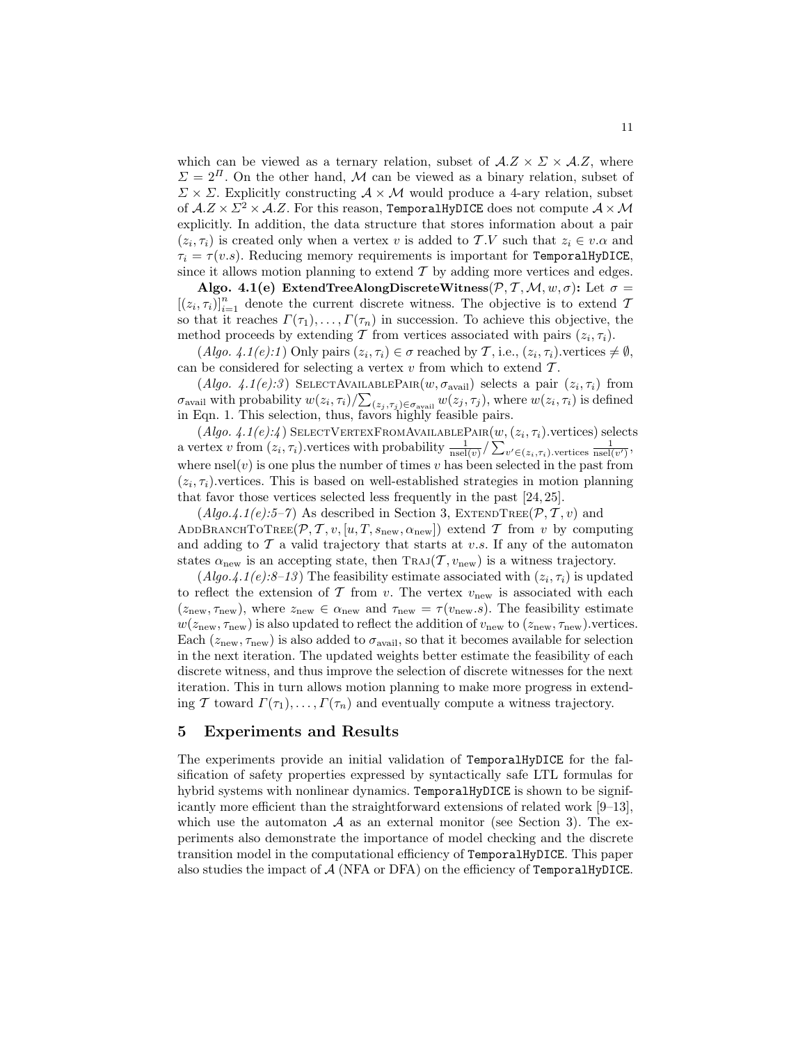which can be viewed as a ternary relation, subset of $\mathcal{A}.Z \times \Sigma \times \mathcal{A}.Z$, where $\Sigma = 2^{\Pi}$. On the other hand, $\mathcal{M}$ can be viewed as a binary relation, subset of $\Sigma \times \Sigma$. Explicitly constructing $\mathcal{A} \times \mathcal{M}$ would produce a 4-ary relation, subset of $\mathcal{A}.Z \times \Sigma^2 \times \mathcal{A}.Z$. For this reason, `TemporalHyDICE` does not compute $\mathcal{A} \times \mathcal{M}$ explicitly. In addition, the data structure that stores information about a pair $(z_i, \tau_i)$ is created only when a vertex $v$ is added to $\mathcal{T}.V$ such that $z_i \in v.\alpha$ and $\tau_i = \tau(v.s)$. Reducing memory requirements is important for `TemporalHyDICE`, since it allows motion planning to extend $\mathcal{T}$ by adding more vertices and edges.

**Algo. 4.1(e) ExtendTreeAlongDiscreteWitness($\mathcal{P}, \mathcal{T}, \mathcal{M}, w, \sigma$):** Let $\sigma = [(z_i, \tau_i)]_{i=1}^{n}$ denote the current discrete witness. The objective is to extend $\mathcal{T}$ so that it reaches $\Gamma(\tau_1), \ldots, \Gamma(\tau_n)$ in succession. To achieve this objective, the method proceeds by extending $\mathcal{T}$ from vertices associated with pairs $(z_i, \tau_i)$.

(*Algo. 4.1(e):1*) Only pairs $(z_i, \tau_i) \in \sigma$ reached by $\mathcal{T}$, i.e., $(z_i, \tau_i).\text{vertices} \neq \emptyset$, can be considered for selecting a vertex $v$ from which to extend $\mathcal{T}$.

(*Algo. 4.1(e):3*) SelectAvailablePair($w, \sigma_{\text{avail}}$) selects a pair $(z_i, \tau_i)$ from $\sigma_{\text{avail}}$ with probability $w(z_i, \tau_i)/\sum_{(z_j, \tau_j) \in \sigma_{\text{avail}}} w(z_j, \tau_j)$, where $w(z_i, \tau_i)$ is defined in Eqn. 1. This selection, thus, favors highly feasible pairs.

(*Algo. 4.1(e):4*) SelectVertexFromAvailablePair($w, (z_i, \tau_i).\text{vertices}$) selects a vertex $v$ from $(z_i, \tau_i).\text{vertices}$ with probability $\frac{1}{\text{nsel}(v)} / \sum_{v' \in (z_i, \tau_i).\text{vertices}} \frac{1}{\text{nsel}(v')}$, where $\text{nsel}(v)$ is one plus the number of times $v$ has been selected in the past from $(z_i, \tau_i).\text{vertices}$. This is based on well-established strategies in motion planning that favor those vertices selected less frequently in the past [24, 25].

(*Algo.4.1(e):5–7*) As described in Section 3, ExtendTree($\mathcal{P}, \mathcal{T}, v$) and AddBranchToTree($\mathcal{P}, \mathcal{T}, v, [u, T, s_{\text{new}}, \alpha_{\text{new}}]$) extend $\mathcal{T}$ from $v$ by computing and adding to $\mathcal{T}$ a valid trajectory that starts at $v.s$. If any of the automaton states $\alpha_{\text{new}}$ is an accepting state, then Traj($\mathcal{T}, v_{\text{new}}$) is a witness trajectory.

(*Algo.4.1(e):8–13*) The feasibility estimate associated with $(z_i, \tau_i)$ is updated to reflect the extension of $\mathcal{T}$ from $v$. The vertex $v_{\text{new}}$ is associated with each $(z_{\text{new}}, \tau_{\text{new}})$, where $z_{\text{new}} \in \alpha_{\text{new}}$ and $\tau_{\text{new}} = \tau(v_{\text{new}}.s)$. The feasibility estimate $w(z_{\text{new}}, \tau_{\text{new}})$ is also updated to reflect the addition of $v_{\text{new}}$ to $(z_{\text{new}}, \tau_{\text{new}}).\text{vertices}$. Each $(z_{\text{new}}, \tau_{\text{new}})$ is also added to $\sigma_{\text{avail}}$, so that it becomes available for selection in the next iteration. The updated weights better estimate the feasibility of each discrete witness, and thus improve the selection of discrete witnesses for the next iteration. This in turn allows motion planning to make more progress in extending $\mathcal{T}$ toward $\Gamma(\tau_1), \ldots, \Gamma(\tau_n)$ and eventually compute a witness trajectory.

## 5 Experiments and Results

The experiments provide an initial validation of `TemporalHyDICE` for the falsification of safety properties expressed by syntactically safe LTL formulas for hybrid systems with nonlinear dynamics. `TemporalHyDICE` is shown to be significantly more efficient than the straightforward extensions of related work [9–13], which use the automaton $\mathcal{A}$ as an external monitor (see Section 3). The experiments also demonstrate the importance of model checking and the discrete transition model in the computational efficiency of `TemporalHyDICE`. This paper also studies the impact of $\mathcal{A}$ (NFA or DFA) on the efficiency of `TemporalHyDICE`.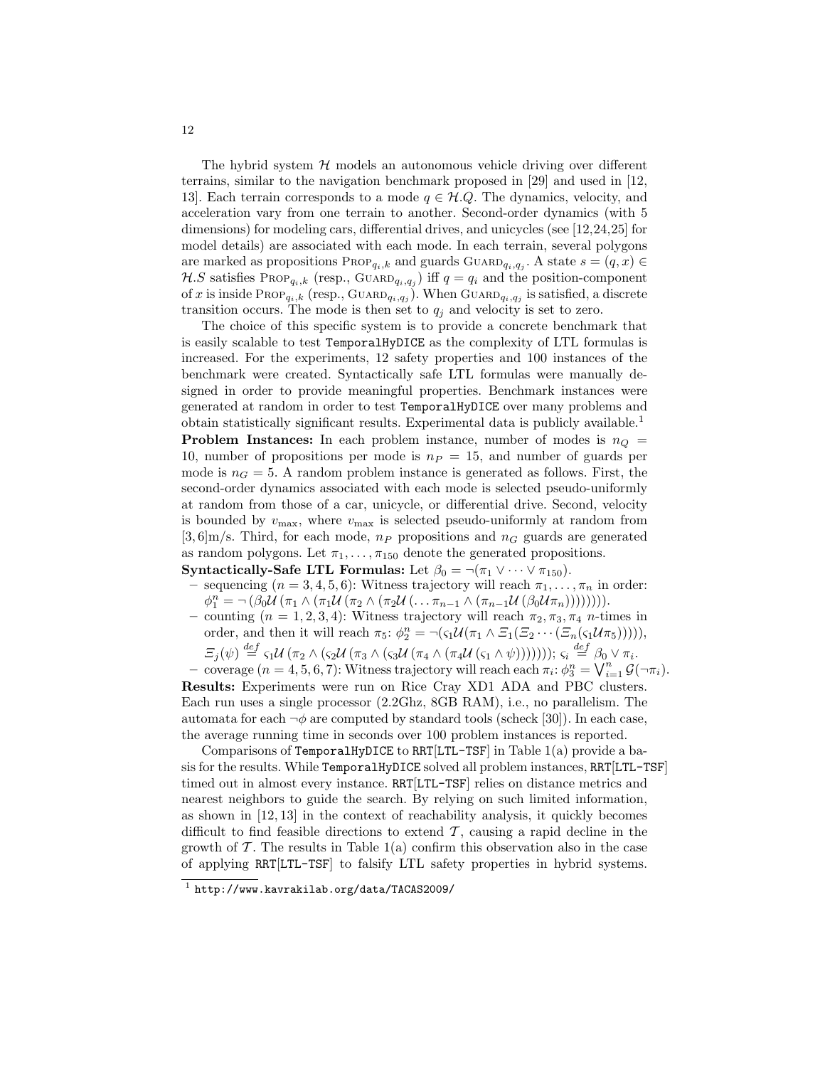The hybrid system $\mathcal{H}$ models an autonomous vehicle driving over different terrains, similar to the navigation benchmark proposed in [29] and used in [12, 13]. Each terrain corresponds to a mode $q \in \mathcal{H}.Q$. The dynamics, velocity, and acceleration vary from one terrain to another. Second-order dynamics (with 5 dimensions) for modeling cars, differential drives, and unicycles (see [12,24,25] for model details) are associated with each mode. In each terrain, several polygons are marked as propositions $\textsc{Prop}_{q_i,k}$ and guards $\textsc{Guard}_{q_i,q_j}$. A state $s = (q, x) \in \mathcal{H}.S$ satisfies $\textsc{Prop}_{q_i,k}$ (resp., $\textsc{Guard}_{q_i,q_j}$) iff $q = q_i$ and the position-component of $x$ is inside $\textsc{Prop}_{q_i,k}$ (resp., $\textsc{Guard}_{q_i,q_j}$). When $\textsc{Guard}_{q_i,q_j}$ is satisfied, a discrete transition occurs. The mode is then set to $q_j$ and velocity is set to zero.

The choice of this specific system is to provide a concrete benchmark that is easily scalable to test `TemporalHyDICE` as the complexity of LTL formulas is increased. For the experiments, 12 safety properties and 100 instances of the benchmark were created. Syntactically safe LTL formulas were manually designed in order to provide meaningful properties. Benchmark instances were generated at random in order to test `TemporalHyDICE` over many problems and obtain statistically significant results. Experimental data is publicly available.[1]

**Problem Instances:** In each problem instance, number of modes is $n_Q = 10$, number of propositions per mode is $n_P = 15$, and number of guards per mode is $n_G = 5$. A random problem instance is generated as follows. First, the second-order dynamics associated with each mode is selected pseudo-uniformly at random from those of a car, unicycle, or differential drive. Second, velocity is bounded by $v_{\max}$, where $v_{\max}$ is selected pseudo-uniformly at random from $[3, 6]$m/s. Third, for each mode, $n_P$ propositions and $n_G$ guards are generated as random polygons. Let $\pi_1, \ldots, \pi_{150}$ denote the generated propositions.

**Syntactically-Safe LTL Formulas:** Let $\beta_0 = \neg(\pi_1 \vee \cdots \vee \pi_{150})$.

- sequencing ($n = 3, 4, 5, 6$): Witness trajectory will reach $\pi_1, \ldots, \pi_n$ in order: $\phi_1^n = \neg\left(\beta_0 \mathcal{U}\left(\pi_1 \wedge \left(\pi_1 \mathcal{U}\left(\pi_2 \wedge \left(\pi_2 \mathcal{U}\left(\ldots \pi_{n-1} \wedge \left(\pi_{n-1} \mathcal{U}\left(\beta_0 \mathcal{U} \pi_n\right)\right)\right)\right)\right)\right)\right)\right)$.
- counting ($n = 1, 2, 3, 4$): Witness trajectory will reach $\pi_2, \pi_3, \pi_4$ $n$-times in order, and then it will reach $\pi_5$: $\phi_2^n = \neg(\varsigma_1 \mathcal{U}(\pi_1 \wedge \Xi_1(\Xi_2 \cdots (\Xi_n(\varsigma_1 \mathcal{U} \pi_5)))))$, $\Xi_j(\psi) \stackrel{def}{=} \varsigma_1 \mathcal{U}\left(\pi_2 \wedge \left(\varsigma_2 \mathcal{U}\left(\pi_3 \wedge \left(\varsigma_3 \mathcal{U}\left(\pi_4 \wedge \left(\pi_4 \mathcal{U}\left(\varsigma_1 \wedge \psi\right)\right)\right)\right)\right)\right)\right)$; $\varsigma_i \stackrel{def}{=} \beta_0 \vee \pi_i$.
- coverage ($n = 4, 5, 6, 7$): Witness trajectory will reach each $\pi_i$: $\phi_3^n = \bigvee_{i=1}^n \mathcal{G}(\neg \pi_i)$.

**Results:** Experiments were run on Rice Cray XD1 ADA and PBC clusters. Each run uses a single processor (2.2Ghz, 8GB RAM), i.e., no parallelism. The automata for each $\neg\phi$ are computed by standard tools (scheck [30]). In each case, the average running time in seconds over 100 problem instances is reported.

Comparisons of `TemporalHyDICE` to `RRT[LTL-TSF]` in Table 1(a) provide a basis for the results. While `TemporalHyDICE` solved all problem instances, `RRT[LTL-TSF]` timed out in almost every instance. `RRT[LTL-TSF]` relies on distance metrics and nearest neighbors to guide the search. By relying on such limited information, as shown in [12, 13] in the context of reachability analysis, it quickly becomes difficult to find feasible directions to extend $\mathcal{T}$, causing a rapid decline in the growth of $\mathcal{T}$. The results in Table 1(a) confirm this observation also in the case of applying `RRT[LTL-TSF]` to falsify LTL safety properties in hybrid systems.

[1] http://www.kavrakilab.org/data/TACAS2009/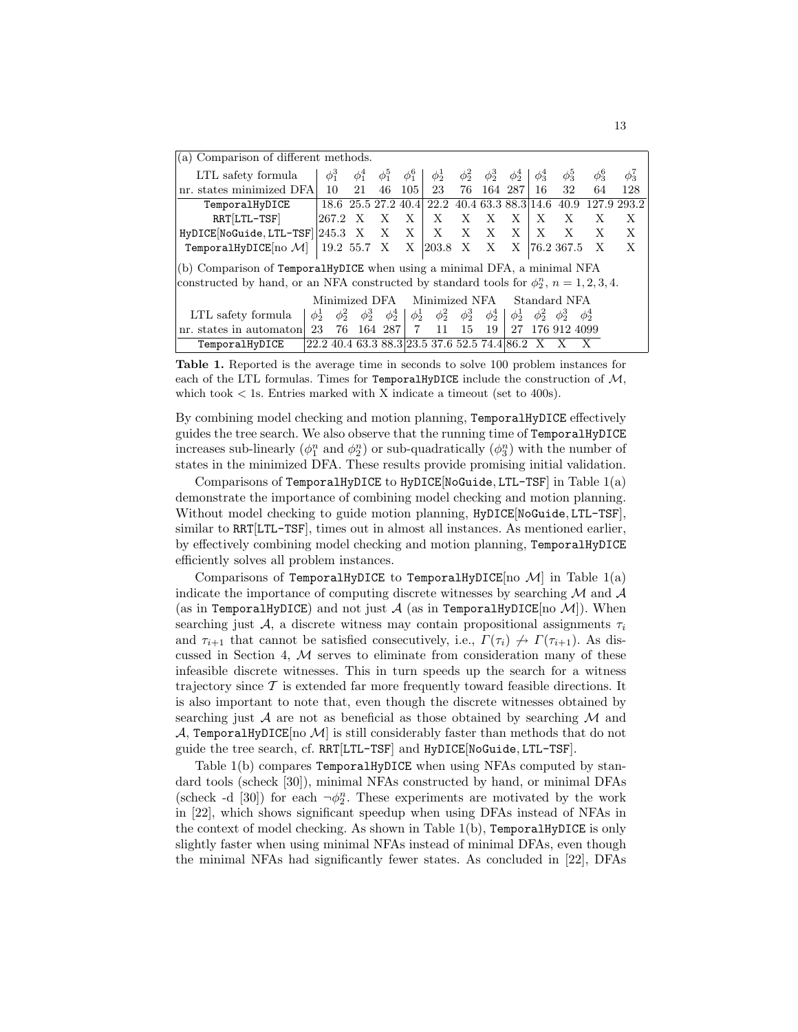(a) Comparison of different methods.

| LTL safety formula | $\phi_1^3$ | $\phi_1^4$ | $\phi_1^5$ | $\phi_1^6$ | $\phi_2^1$ | $\phi_2^2$ | $\phi_2^3$ | $\phi_2^4$ | $\phi_3^4$ | $\phi_3^5$ | $\phi_3^6$ | $\phi_3^7$ |
|---|---|---|---|---|---|---|---|---|---|---|---|---|
| nr. states minimized DFA | 10 | 21 | 46 | 105 | 23 | 76 | 164 | 287 | 16 | 32 | 64 | 128 |
| `TemporalHyDICE` | 18.6 | 25.5 | 27.2 | 40.4 | 22.2 | 40.4 | 63.3 | 88.3 | 14.6 | 40.9 | 127.9 | 293.2 |
| `RRT[LTL-TSF]` | 267.2 | X | X | X | X | X | X | X | X | X | X | X |
| `HyDICE[NoGuide, LTL-TSF]` | 245.3 | X | X | X | X | X | X | X | X | X | X | X |
| `TemporalHyDICE`[no $\mathcal{M}$] | 19.2 | 55.7 | X | X | 203.8 | X | X | X | 76.2 | 367.5 | X | X |

(b) Comparison of `TemporalHyDICE` when using a minimal DFA, a minimal NFA constructed by hand, or an NFA constructed by standard tools for $\phi_2^n$, $n = 1, 2, 3, 4$.

| | Minimized DFA | | | | Minimized NFA | | | | Standard NFA | | | |
|---|---|---|---|---|---|---|---|---|---|---|---|---|
| LTL safety formula | $\phi_2^1$ | $\phi_2^2$ | $\phi_2^3$ | $\phi_2^4$ | $\phi_2^1$ | $\phi_2^2$ | $\phi_2^3$ | $\phi_2^4$ | $\phi_2^1$ | $\phi_2^2$ | $\phi_2^3$ | $\phi_2^4$ |
| nr. states in automaton | 23 | 76 | 164 | 287 | 7 | 11 | 15 | 19 | 27 | 176 | 912 | 4099 |
| `TemporalHyDICE` | 22.2 | 40.4 | 63.3 | 88.3 | 23.5 | 37.6 | 52.5 | 74.4 | 86.2 | X | X | X |

**Table 1.** Reported is the average time in seconds to solve 100 problem instances for each of the LTL formulas. Times for `TemporalHyDICE` include the construction of $\mathcal{M}$, which took < 1s. Entries marked with X indicate a timeout (set to 400s).

By combining model checking and motion planning, `TemporalHyDICE` effectively guides the tree search. We also observe that the running time of `TemporalHyDICE` increases sub-linearly ($\phi_1^n$ and $\phi_2^n$) or sub-quadratically ($\phi_3^n$) with the number of states in the minimized DFA. These results provide promising initial validation.

Comparisons of `TemporalHyDICE` to `HyDICE[NoGuide, LTL-TSF]` in Table 1(a) demonstrate the importance of combining model checking and motion planning. Without model checking to guide motion planning, `HyDICE[NoGuide, LTL-TSF]`, similar to `RRT[LTL-TSF]`, times out in almost all instances. As mentioned earlier, by effectively combining model checking and motion planning, `TemporalHyDICE` efficiently solves all problem instances.

Comparisons of `TemporalHyDICE` to `TemporalHyDICE`[no $\mathcal{M}$] in Table 1(a) indicate the importance of computing discrete witnesses by searching $\mathcal{M}$ and $\mathcal{A}$ (as in `TemporalHyDICE`) and not just $\mathcal{A}$ (as in `TemporalHyDICE`[no $\mathcal{M}$]). When searching just $\mathcal{A}$, a discrete witness may contain propositional assignments $\tau_i$ and $\tau_{i+1}$ that cannot be satisfied consecutively, i.e., $\Gamma(\tau_i) \not\rightarrow \Gamma(\tau_{i+1})$. As discussed in Section 4, $\mathcal{M}$ serves to eliminate from consideration many of these infeasible discrete witnesses. This in turn speeds up the search for a witness trajectory since $\mathcal{T}$ is extended far more frequently toward feasible directions. It is also important to note that, even though the discrete witnesses obtained by searching just $\mathcal{A}$ are not as beneficial as those obtained by searching $\mathcal{M}$ and $\mathcal{A}$, `TemporalHyDICE`[no $\mathcal{M}$] is still considerably faster than methods that do not guide the tree search, cf. `RRT[LTL-TSF]` and `HyDICE[NoGuide, LTL-TSF]`.

Table 1(b) compares `TemporalHyDICE` when using NFAs computed by standard tools (scheck [30]), minimal NFAs constructed by hand, or minimal DFAs (scheck -d [30]) for each $\neg\phi_2^n$. These experiments are motivated by the work in [22], which shows significant speedup when using DFAs instead of NFAs in the context of model checking. As shown in Table 1(b), `TemporalHyDICE` is only slightly faster when using minimal NFAs instead of minimal DFAs, even though the minimal NFAs had significantly fewer states. As concluded in [22], DFAs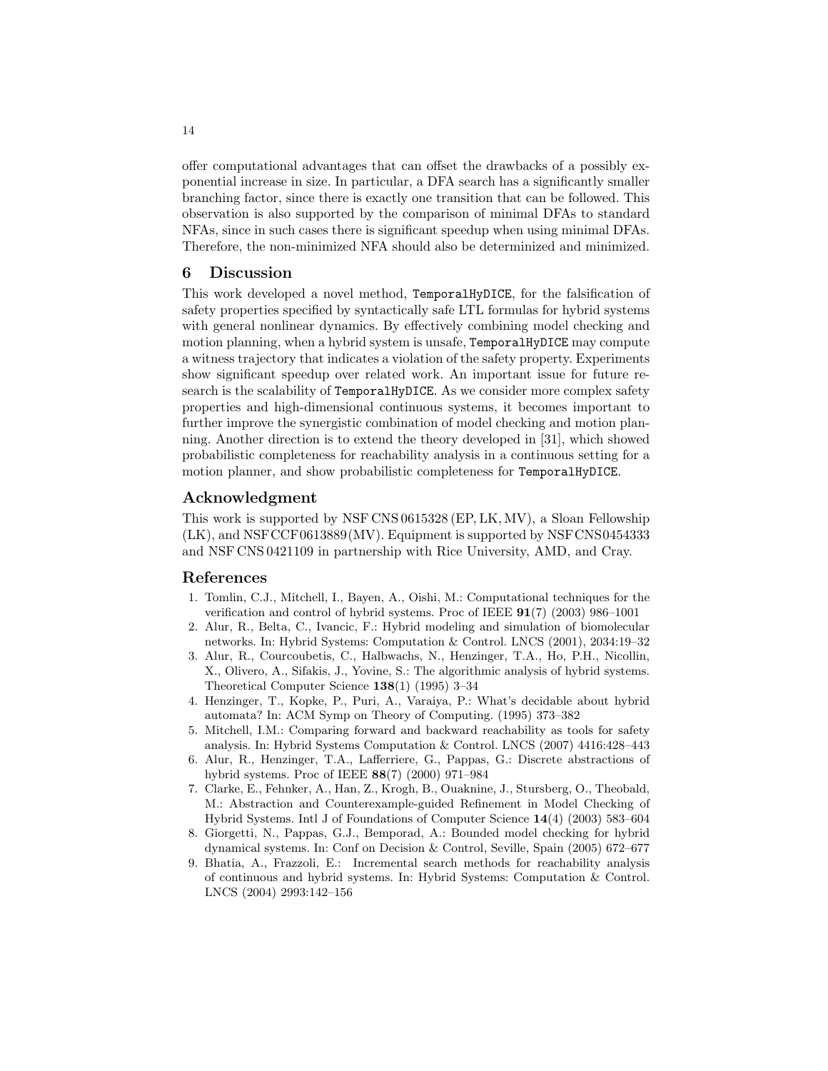offer computational advantages that can offset the drawbacks of a possibly exponential increase in size. In particular, a DFA search has a significantly smaller branching factor, since there is exactly one transition that can be followed. This observation is also supported by the comparison of minimal DFAs to standard NFAs, since in such cases there is significant speedup when using minimal DFAs. Therefore, the non-minimized NFA should also be determinized and minimized.

## 6 Discussion

This work developed a novel method, `TemporalHyDICE`, for the falsification of safety properties specified by syntactically safe LTL formulas for hybrid systems with general nonlinear dynamics. By effectively combining model checking and motion planning, when a hybrid system is unsafe, `TemporalHyDICE` may compute a witness trajectory that indicates a violation of the safety property. Experiments show significant speedup over related work. An important issue for future research is the scalability of `TemporalHyDICE`. As we consider more complex safety properties and high-dimensional continuous systems, it becomes important to further improve the synergistic combination of model checking and motion planning. Another direction is to extend the theory developed in [31], which showed probabilistic completeness for reachability analysis in a continuous setting for a motion planner, and show probabilistic completeness for `TemporalHyDICE`.

## Acknowledgment

This work is supported by NSF CNS 0615328 (EP, LK, MV), a Sloan Fellowship (LK), and NSF CCF 0613889 (MV). Equipment is supported by NSF CNS 0454333 and NSF CNS 0421109 in partnership with Rice University, AMD, and Cray.

## References

1. Tomlin, C.J., Mitchell, I., Bayen, A., Oishi, M.: Computational techniques for the verification and control of hybrid systems. Proc of IEEE **91**(7) (2003) 986–1001
2. Alur, R., Belta, C., Ivancic, F.: Hybrid modeling and simulation of biomolecular networks. In: Hybrid Systems: Computation & Control. LNCS (2001), 2034:19–32
3. Alur, R., Courcoubetis, C., Halbwachs, N., Henzinger, T.A., Ho, P.H., Nicollin, X., Olivero, A., Sifakis, J., Yovine, S.: The algorithmic analysis of hybrid systems. Theoretical Computer Science **138**(1) (1995) 3–34
4. Henzinger, T., Kopke, P., Puri, A., Varaiya, P.: What's decidable about hybrid automata? In: ACM Symp on Theory of Computing. (1995) 373–382
5. Mitchell, I.M.: Comparing forward and backward reachability as tools for safety analysis. In: Hybrid Systems Computation & Control. LNCS (2007) 4416:428–443
6. Alur, R., Henzinger, T.A., Lafferriere, G., Pappas, G.: Discrete abstractions of hybrid systems. Proc of IEEE **88**(7) (2000) 971–984
7. Clarke, E., Fehnker, A., Han, Z., Krogh, B., Ouaknine, J., Stursberg, O., Theobald, M.: Abstraction and Counterexample-guided Refinement in Model Checking of Hybrid Systems. Intl J of Foundations of Computer Science **14**(4) (2003) 583–604
8. Giorgetti, N., Pappas, G.J., Bemporad, A.: Bounded model checking for hybrid dynamical systems. In: Conf on Decision & Control, Seville, Spain (2005) 672–677
9. Bhatia, A., Frazzoli, E.: Incremental search methods for reachability analysis of continuous and hybrid systems. In: Hybrid Systems: Computation & Control. LNCS (2004) 2993:142–156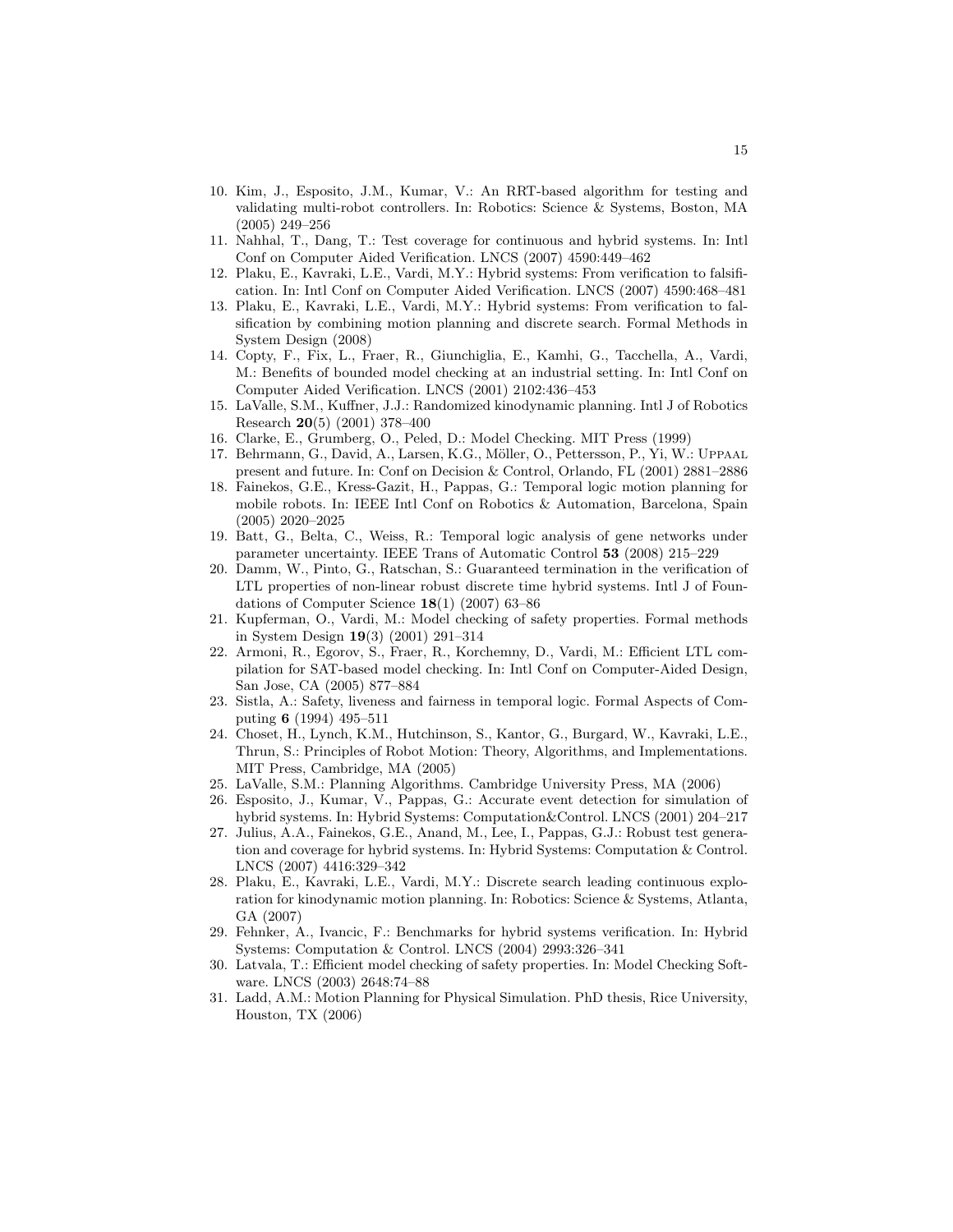10. Kim, J., Esposito, J.M., Kumar, V.: An RRT-based algorithm for testing and validating multi-robot controllers. In: Robotics: Science & Systems, Boston, MA (2005) 249–256
11. Nahhal, T., Dang, T.: Test coverage for continuous and hybrid systems. In: Intl Conf on Computer Aided Verification. LNCS (2007) 4590:449–462
12. Plaku, E., Kavraki, L.E., Vardi, M.Y.: Hybrid systems: From verification to falsification. In: Intl Conf on Computer Aided Verification. LNCS (2007) 4590:468–481
13. Plaku, E., Kavraki, L.E., Vardi, M.Y.: Hybrid systems: From verification to falsification by combining motion planning and discrete search. Formal Methods in System Design (2008)
14. Copty, F., Fix, L., Fraer, R., Giunchiglia, E., Kamhi, G., Tacchella, A., Vardi, M.: Benefits of bounded model checking at an industrial setting. In: Intl Conf on Computer Aided Verification. LNCS (2001) 2102:436–453
15. LaValle, S.M., Kuffner, J.J.: Randomized kinodynamic planning. Intl J of Robotics Research **20**(5) (2001) 378–400
16. Clarke, E., Grumberg, O., Peled, D.: Model Checking. MIT Press (1999)
17. Behrmann, G., David, A., Larsen, K.G., Möller, O., Pettersson, P., Yi, W.: Uppaal present and future. In: Conf on Decision & Control, Orlando, FL (2001) 2881–2886
18. Fainekos, G.E., Kress-Gazit, H., Pappas, G.: Temporal logic motion planning for mobile robots. In: IEEE Intl Conf on Robotics & Automation, Barcelona, Spain (2005) 2020–2025
19. Batt, G., Belta, C., Weiss, R.: Temporal logic analysis of gene networks under parameter uncertainty. IEEE Trans of Automatic Control **53** (2008) 215–229
20. Damm, W., Pinto, G., Ratschan, S.: Guaranteed termination in the verification of LTL properties of non-linear robust discrete time hybrid systems. Intl J of Foundations of Computer Science **18**(1) (2007) 63–86
21. Kupferman, O., Vardi, M.: Model checking of safety properties. Formal methods in System Design **19**(3) (2001) 291–314
22. Armoni, R., Egorov, S., Fraer, R., Korchemny, D., Vardi, M.: Efficient LTL compilation for SAT-based model checking. In: Intl Conf on Computer-Aided Design, San Jose, CA (2005) 877–884
23. Sistla, A.: Safety, liveness and fairness in temporal logic. Formal Aspects of Computing **6** (1994) 495–511
24. Choset, H., Lynch, K.M., Hutchinson, S., Kantor, G., Burgard, W., Kavraki, L.E., Thrun, S.: Principles of Robot Motion: Theory, Algorithms, and Implementations. MIT Press, Cambridge, MA (2005)
25. LaValle, S.M.: Planning Algorithms. Cambridge University Press, MA (2006)
26. Esposito, J., Kumar, V., Pappas, G.: Accurate event detection for simulation of hybrid systems. In: Hybrid Systems: Computation&Control. LNCS (2001) 204–217
27. Julius, A.A., Fainekos, G.E., Anand, M., Lee, I., Pappas, G.J.: Robust test generation and coverage for hybrid systems. In: Hybrid Systems: Computation & Control. LNCS (2007) 4416:329–342
28. Plaku, E., Kavraki, L.E., Vardi, M.Y.: Discrete search leading continuous exploration for kinodynamic motion planning. In: Robotics: Science & Systems, Atlanta, GA (2007)
29. Fehnker, A., Ivancic, F.: Benchmarks for hybrid systems verification. In: Hybrid Systems: Computation & Control. LNCS (2004) 2993:326–341
30. Latvala, T.: Efficient model checking of safety properties. In: Model Checking Software. LNCS (2003) 2648:74–88
31. Ladd, A.M.: Motion Planning for Physical Simulation. PhD thesis, Rice University, Houston, TX (2006)